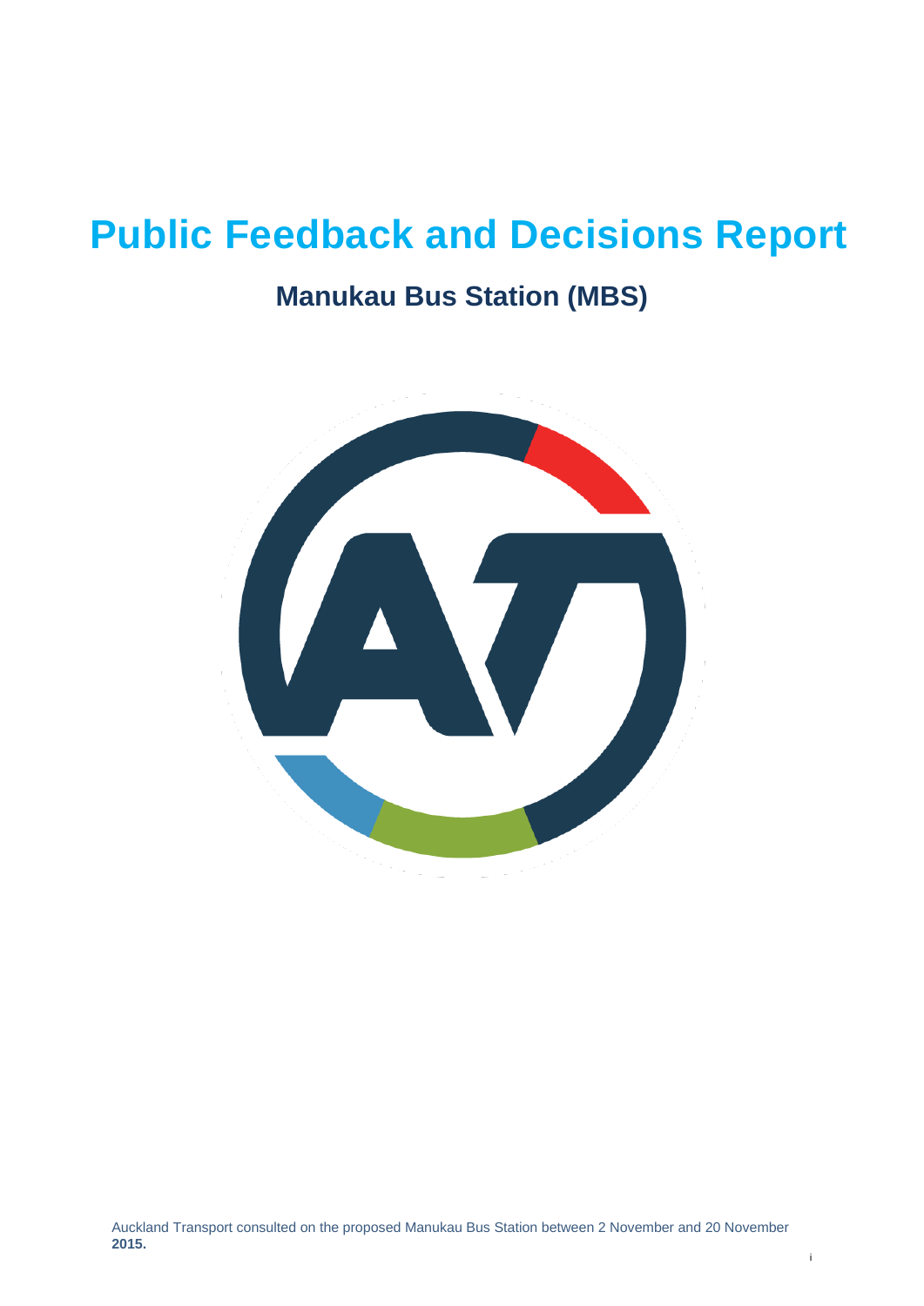# Public Feedback and Decisions Report

## Manukau Bus Station (MBS)

Auckland Transport consulted on the proposed Manukau Bus Station between 2 November and 20 November **2015.**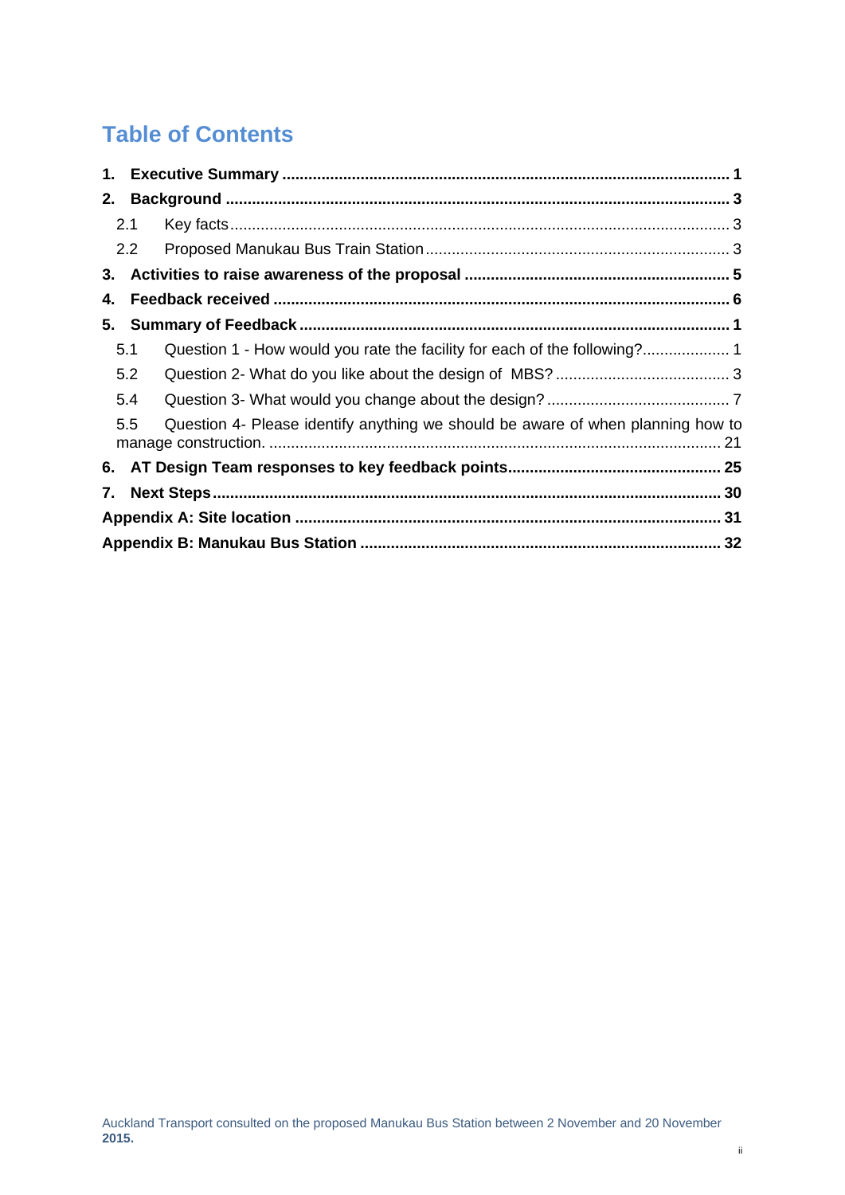# Table of Contents

**1. Executive Summary** ..... **1**

**2. Background** ..... **3**

- 2.1 Key facts ..... 3
- 2.2 Proposed Manukau Bus Train Station ..... 3

**3. Activities to raise awareness of the proposal** ..... **5**

**4. Feedback received** ..... **6**

**5. Summary of Feedback** ..... **1**

- 5.1 Question 1 - How would you rate the facility for each of the following? ..... 1
- 5.2 Question 2- What do you like about the design of MBS? ..... 3
- 5.4 Question 3- What would you change about the design? ..... 7
- 5.5 Question 4- Please identify anything we should be aware of when planning how to manage construction. ..... 21

**6. AT Design Team responses to key feedback points** ..... **25**

**7. Next Steps** ..... **30**

**Appendix A: Site location** ..... **31**

**Appendix B: Manukau Bus Station** ..... **32**

Auckland Transport consulted on the proposed Manukau Bus Station between 2 November and 20 November **2015.**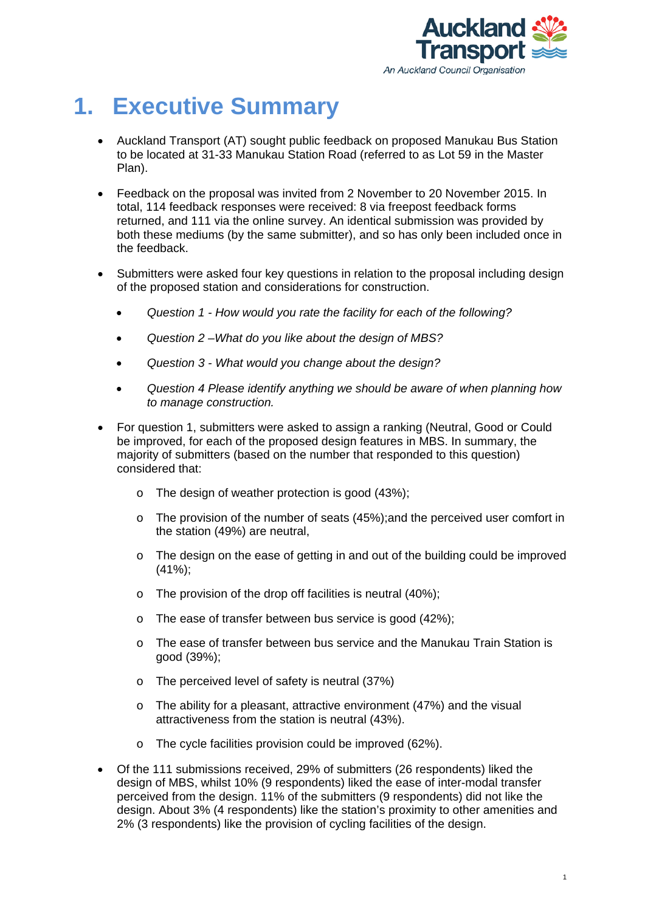# 1. Executive Summary

- Auckland Transport (AT) sought public feedback on proposed Manukau Bus Station to be located at 31-33 Manukau Station Road (referred to as Lot 59 in the Master Plan).
- Feedback on the proposal was invited from 2 November to 20 November 2015. In total, 114 feedback responses were received: 8 via freepost feedback forms returned, and 111 via the online survey. An identical submission was provided by both these mediums (by the same submitter), and so has only been included once in the feedback.
- Submitters were asked four key questions in relation to the proposal including design of the proposed station and considerations for construction.
    - *Question 1 - How would you rate the facility for each of the following?*
    - *Question 2 –What do you like about the design of MBS?*
    - *Question 3 - What would you change about the design?*
    - *Question 4 Please identify anything we should be aware of when planning how to manage construction.*
- For question 1, submitters were asked to assign a ranking (Neutral, Good or Could be improved, for each of the proposed design features in MBS. In summary, the majority of submitters (based on the number that responded to this question) considered that:
    - The design of weather protection is good (43%);
    - The provision of the number of seats (45%);and the perceived user comfort in the station (49%) are neutral,
    - The design on the ease of getting in and out of the building could be improved (41%);
    - The provision of the drop off facilities is neutral (40%);
    - The ease of transfer between bus service is good (42%);
    - The ease of transfer between bus service and the Manukau Train Station is good (39%);
    - The perceived level of safety is neutral (37%)
    - The ability for a pleasant, attractive environment (47%) and the visual attractiveness from the station is neutral (43%).
    - The cycle facilities provision could be improved (62%).
- Of the 111 submissions received, 29% of submitters (26 respondents) liked the design of MBS, whilst 10% (9 respondents) liked the ease of inter-modal transfer perceived from the design. 11% of the submitters (9 respondents) did not like the design. About 3% (4 respondents) like the station's proximity to other amenities and 2% (3 respondents) like the provision of cycling facilities of the design.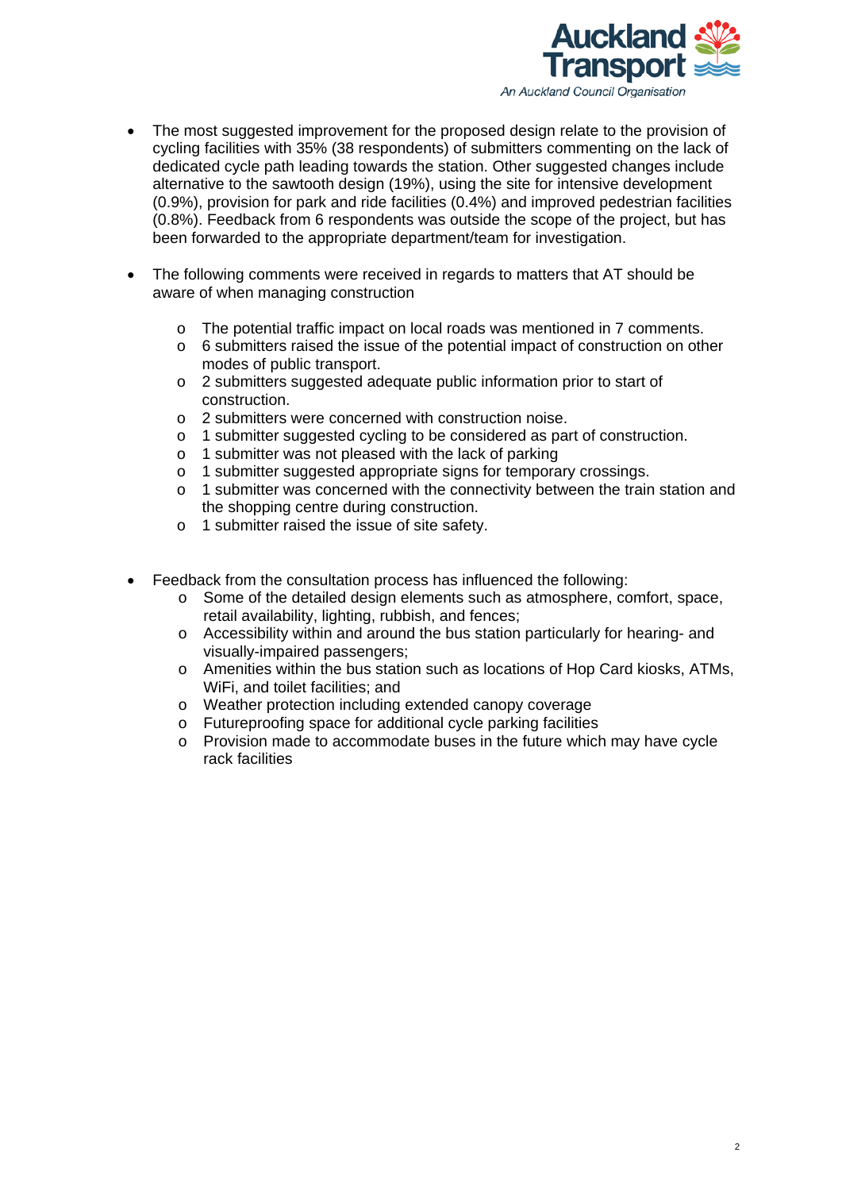- The most suggested improvement for the proposed design relate to the provision of cycling facilities with 35% (38 respondents) of submitters commenting on the lack of dedicated cycle path leading towards the station. Other suggested changes include alternative to the sawtooth design (19%), using the site for intensive development (0.9%), provision for park and ride facilities (0.4%) and improved pedestrian facilities (0.8%). Feedback from 6 respondents was outside the scope of the project, but has been forwarded to the appropriate department/team for investigation.

- The following comments were received in regards to matters that AT should be aware of when managing construction

  - The potential traffic impact on local roads was mentioned in 7 comments.
  - 6 submitters raised the issue of the potential impact of construction on other modes of public transport.
  - 2 submitters suggested adequate public information prior to start of construction.
  - 2 submitters were concerned with construction noise.
  - 1 submitter suggested cycling to be considered as part of construction.
  - 1 submitter was not pleased with the lack of parking
  - 1 submitter suggested appropriate signs for temporary crossings.
  - 1 submitter was concerned with the connectivity between the train station and the shopping centre during construction.
  - 1 submitter raised the issue of site safety.

- Feedback from the consultation process has influenced the following:
  - Some of the detailed design elements such as atmosphere, comfort, space, retail availability, lighting, rubbish, and fences;
  - Accessibility within and around the bus station particularly for hearing- and visually-impaired passengers;
  - Amenities within the bus station such as locations of Hop Card kiosks, ATMs, WiFi, and toilet facilities; and
  - Weather protection including extended canopy coverage
  - Futureproofing space for additional cycle parking facilities
  - Provision made to accommodate buses in the future which may have cycle rack facilities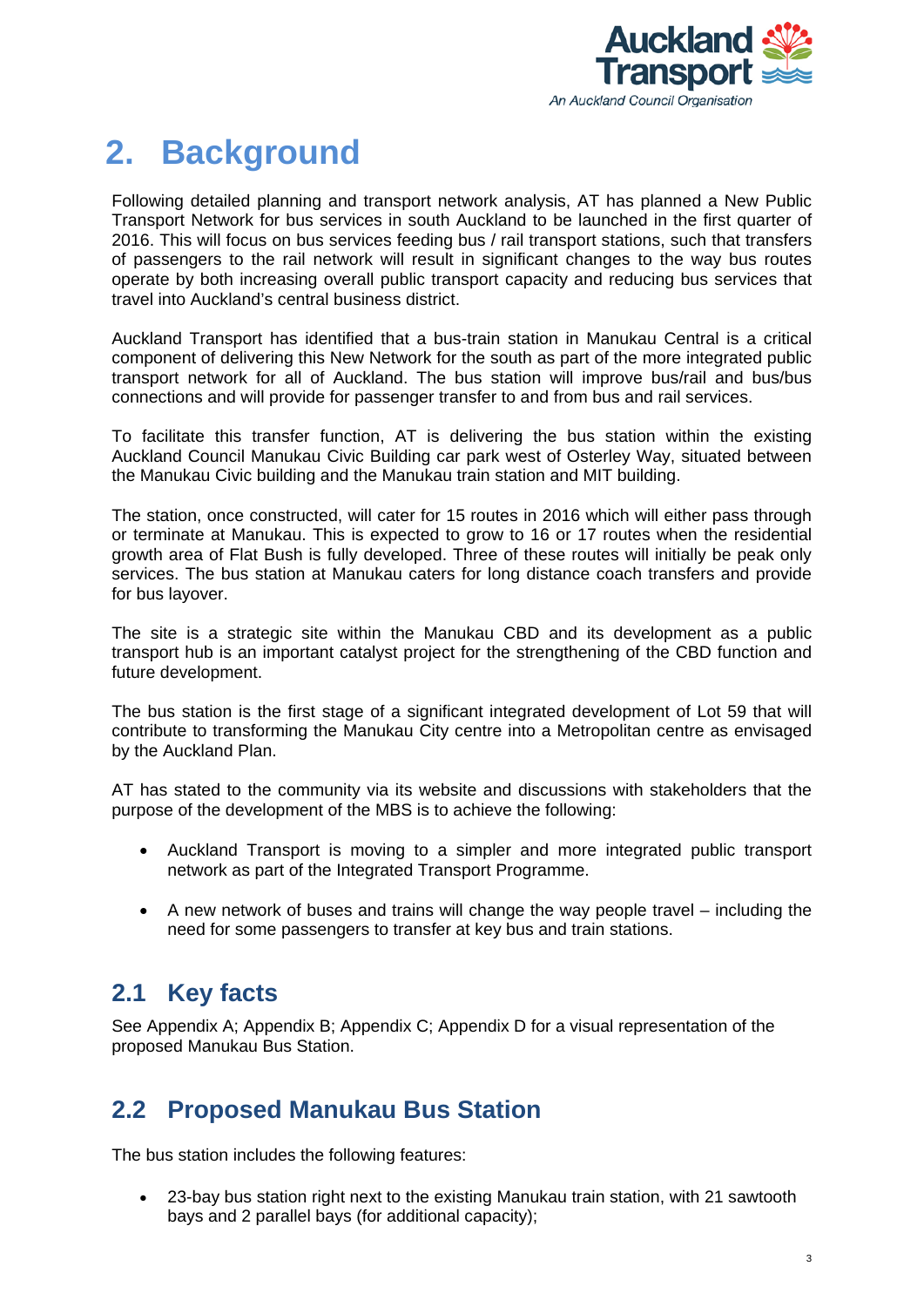# 2. Background

Following detailed planning and transport network analysis, AT has planned a New Public Transport Network for bus services in south Auckland to be launched in the first quarter of 2016. This will focus on bus services feeding bus / rail transport stations, such that transfers of passengers to the rail network will result in significant changes to the way bus routes operate by both increasing overall public transport capacity and reducing bus services that travel into Auckland's central business district.

Auckland Transport has identified that a bus-train station in Manukau Central is a critical component of delivering this New Network for the south as part of the more integrated public transport network for all of Auckland. The bus station will improve bus/rail and bus/bus connections and will provide for passenger transfer to and from bus and rail services.

To facilitate this transfer function, AT is delivering the bus station within the existing Auckland Council Manukau Civic Building car park west of Osterley Way, situated between the Manukau Civic building and the Manukau train station and MIT building.

The station, once constructed, will cater for 15 routes in 2016 which will either pass through or terminate at Manukau. This is expected to grow to 16 or 17 routes when the residential growth area of Flat Bush is fully developed. Three of these routes will initially be peak only services. The bus station at Manukau caters for long distance coach transfers and provide for bus layover.

The site is a strategic site within the Manukau CBD and its development as a public transport hub is an important catalyst project for the strengthening of the CBD function and future development.

The bus station is the first stage of a significant integrated development of Lot 59 that will contribute to transforming the Manukau City centre into a Metropolitan centre as envisaged by the Auckland Plan.

AT has stated to the community via its website and discussions with stakeholders that the purpose of the development of the MBS is to achieve the following:

- Auckland Transport is moving to a simpler and more integrated public transport network as part of the Integrated Transport Programme.
- A new network of buses and trains will change the way people travel – including the need for some passengers to transfer at key bus and train stations.

## 2.1 Key facts

See Appendix A; Appendix B; Appendix C; Appendix D for a visual representation of the proposed Manukau Bus Station.

## 2.2 Proposed Manukau Bus Station

The bus station includes the following features:

- 23-bay bus station right next to the existing Manukau train station, with 21 sawtooth bays and 2 parallel bays (for additional capacity);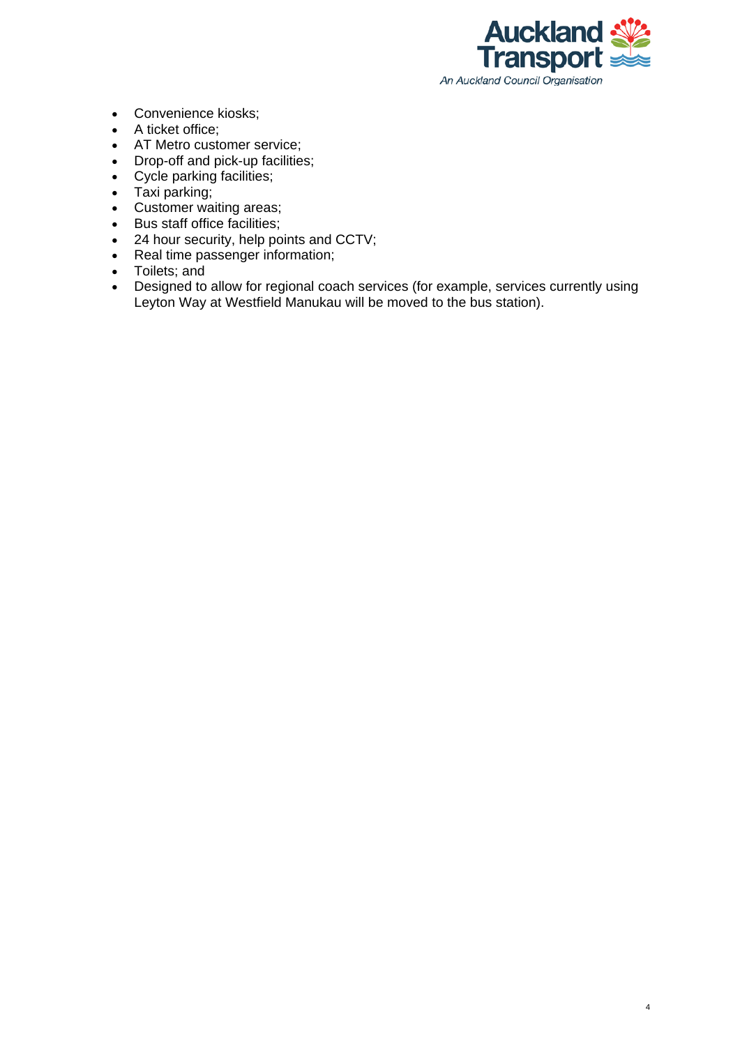- Convenience kiosks;
- A ticket office;
- AT Metro customer service;
- Drop-off and pick-up facilities;
- Cycle parking facilities;
- Taxi parking;
- Customer waiting areas;
- Bus staff office facilities;
- 24 hour security, help points and CCTV;
- Real time passenger information;
- Toilets; and
- Designed to allow for regional coach services (for example, services currently using Leyton Way at Westfield Manukau will be moved to the bus station).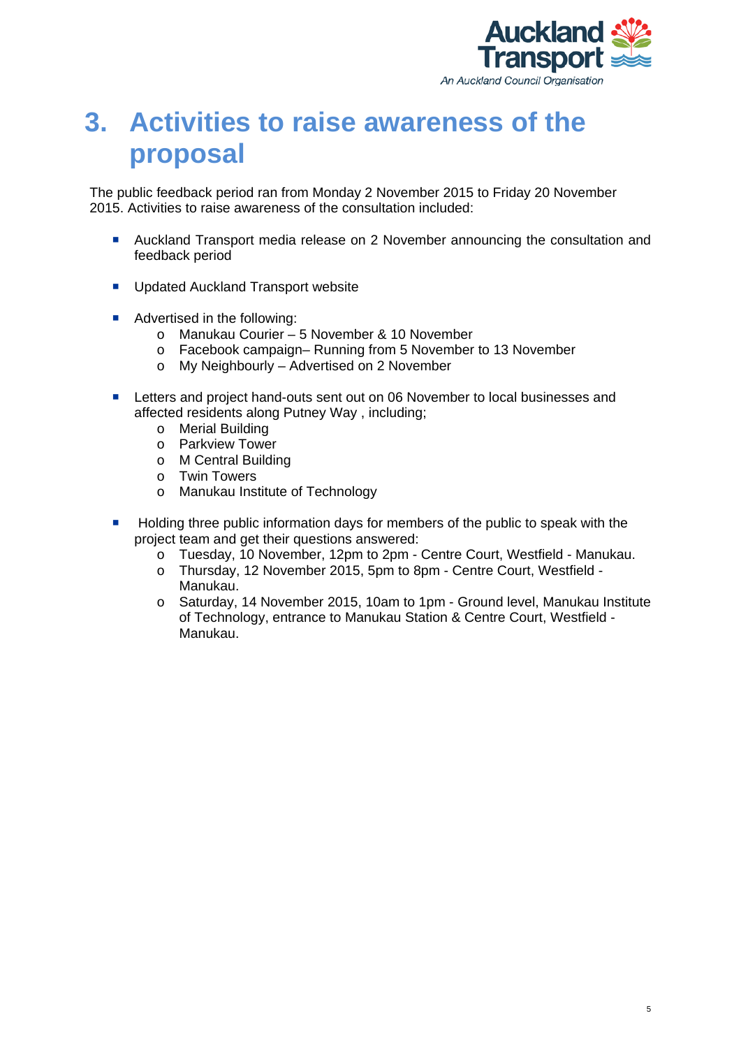# 3. Activities to raise awareness of the proposal

The public feedback period ran from Monday 2 November 2015 to Friday 20 November 2015. Activities to raise awareness of the consultation included:

- Auckland Transport media release on 2 November announcing the consultation and feedback period
- Updated Auckland Transport website
- Advertised in the following:
  - Manukau Courier – 5 November & 10 November
  - Facebook campaign– Running from 5 November to 13 November
  - My Neighbourly – Advertised on 2 November
- Letters and project hand-outs sent out on 06 November to local businesses and affected residents along Putney Way , including;
  - Merial Building
  - Parkview Tower
  - M Central Building
  - Twin Towers
  - Manukau Institute of Technology
- Holding three public information days for members of the public to speak with the project team and get their questions answered:
  - Tuesday, 10 November, 12pm to 2pm - Centre Court, Westfield - Manukau.
  - Thursday, 12 November 2015, 5pm to 8pm - Centre Court, Westfield - Manukau.
  - Saturday, 14 November 2015, 10am to 1pm - Ground level, Manukau Institute of Technology, entrance to Manukau Station & Centre Court, Westfield - Manukau.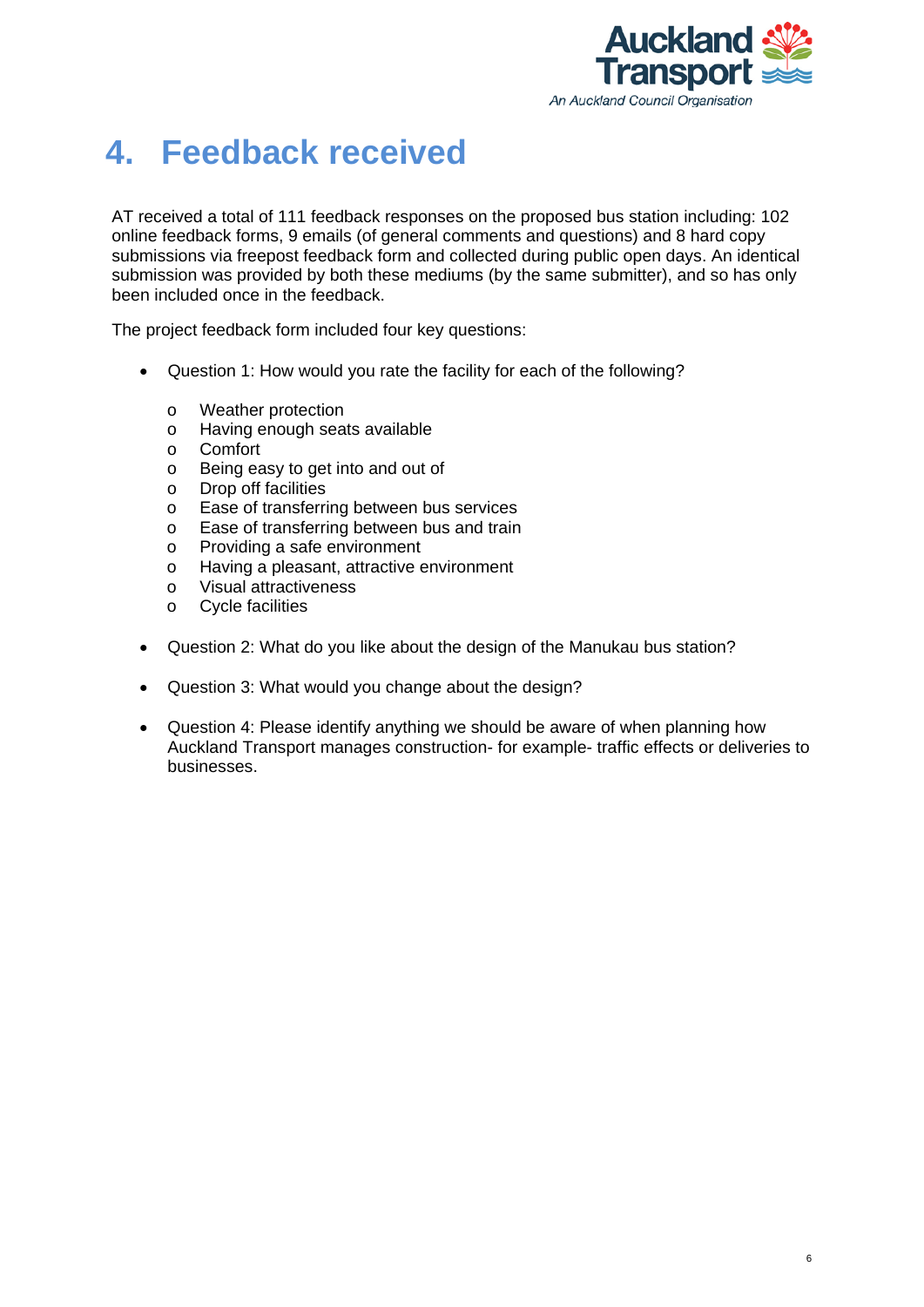# 4. Feedback received

AT received a total of 111 feedback responses on the proposed bus station including: 102 online feedback forms, 9 emails (of general comments and questions) and 8 hard copy submissions via freepost feedback form and collected during public open days. An identical submission was provided by both these mediums (by the same submitter), and so has only been included once in the feedback.

The project feedback form included four key questions:

- Question 1: How would you rate the facility for each of the following?
  - Weather protection
  - Having enough seats available
  - Comfort
  - Being easy to get into and out of
  - Drop off facilities
  - Ease of transferring between bus services
  - Ease of transferring between bus and train
  - Providing a safe environment
  - Having a pleasant, attractive environment
  - Visual attractiveness
  - Cycle facilities
- Question 2: What do you like about the design of the Manukau bus station?
- Question 3: What would you change about the design?
- Question 4: Please identify anything we should be aware of when planning how Auckland Transport manages construction- for example- traffic effects or deliveries to businesses.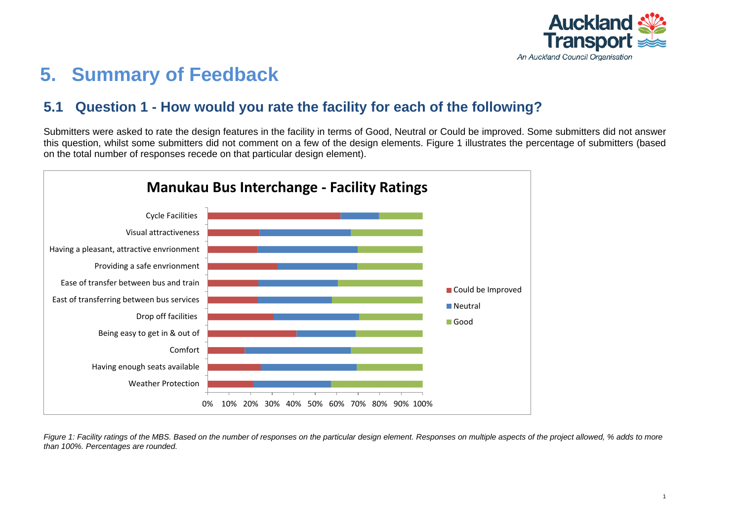# 5. Summary of Feedback

## 5.1 Question 1 - How would you rate the facility for each of the following?

Submitters were asked to rate the design features in the facility in terms of Good, Neutral or Could be improved. Some submitters did not answer this question, whilst some submitters did not comment on a few of the design elements. Figure 1 illustrates the percentage of submitters (based on the total number of responses recede on that particular design element).

**Manukau Bus Interchange - Facility Ratings**

| Design element | Could be Improved | Neutral | Good |
|---|---|---|---|
| Cycle Facilities | ~62% | ~18% | ~20% |
| Visual attractiveness | ~24% | ~43% | ~33% |
| Having a pleasant, attractive envrionment | ~23% | ~47% | ~30% |
| Providing a safe envrionment | ~32% | ~38% | ~30% |
| Ease of transfer between bus and train | ~24% | ~37% | ~39% |
| East of transferring between bus services | ~23% | ~35% | ~42% |
| Drop off facilities | ~30% | ~40% | ~30% |
| Being easy to get in & out of | ~41% | ~28% | ~31% |
| Comfort | ~17% | ~50% | ~33% |
| Having enough seats available | ~25% | ~45% | ~31% |
| Weather Protection | ~21% | ~36% | ~43% |

*Figure 1: Facility ratings of the MBS. Based on the number of responses on the particular design element. Responses on multiple aspects of the project allowed, % adds to more than 100%. Percentages are rounded.*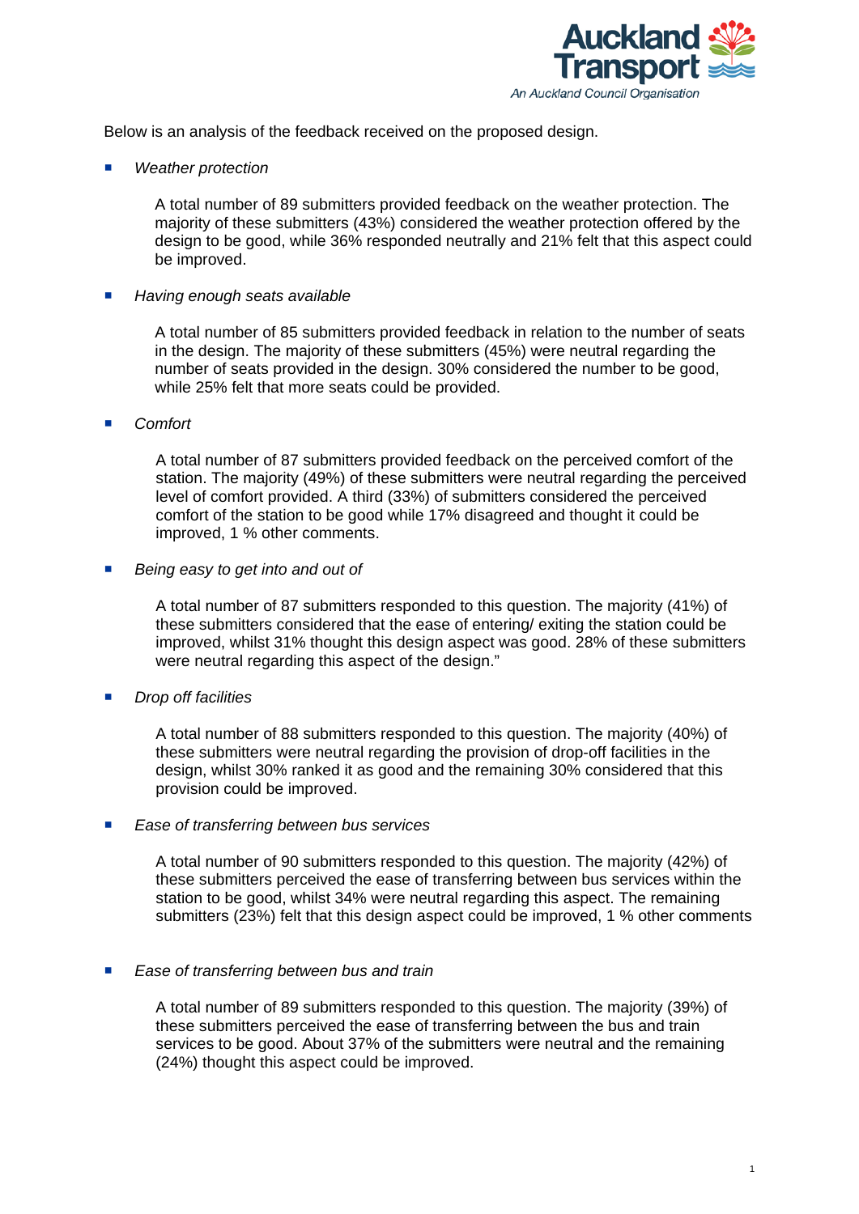Below is an analysis of the feedback received on the proposed design.

- *Weather protection*

  A total number of 89 submitters provided feedback on the weather protection. The majority of these submitters (43%) considered the weather protection offered by the design to be good, while 36% responded neutrally and 21% felt that this aspect could be improved.

- *Having enough seats available*

  A total number of 85 submitters provided feedback in relation to the number of seats in the design. The majority of these submitters (45%) were neutral regarding the number of seats provided in the design. 30% considered the number to be good, while 25% felt that more seats could be provided.

- *Comfort*

  A total number of 87 submitters provided feedback on the perceived comfort of the station. The majority (49%) of these submitters were neutral regarding the perceived level of comfort provided. A third (33%) of submitters considered the perceived comfort of the station to be good while 17% disagreed and thought it could be improved, 1 % other comments.

- *Being easy to get into and out of*

  A total number of 87 submitters responded to this question. The majority (41%) of these submitters considered that the ease of entering/ exiting the station could be improved, whilst 31% thought this design aspect was good. 28% of these submitters were neutral regarding this aspect of the design."

- *Drop off facilities*

  A total number of 88 submitters responded to this question. The majority (40%) of these submitters were neutral regarding the provision of drop-off facilities in the design, whilst 30% ranked it as good and the remaining 30% considered that this provision could be improved.

- *Ease of transferring between bus services*

  A total number of 90 submitters responded to this question. The majority (42%) of these submitters perceived the ease of transferring between bus services within the station to be good, whilst 34% were neutral regarding this aspect. The remaining submitters (23%) felt that this design aspect could be improved, 1 % other comments

- *Ease of transferring between bus and train*

  A total number of 89 submitters responded to this question. The majority (39%) of these submitters perceived the ease of transferring between the bus and train services to be good. About 37% of the submitters were neutral and the remaining (24%) thought this aspect could be improved.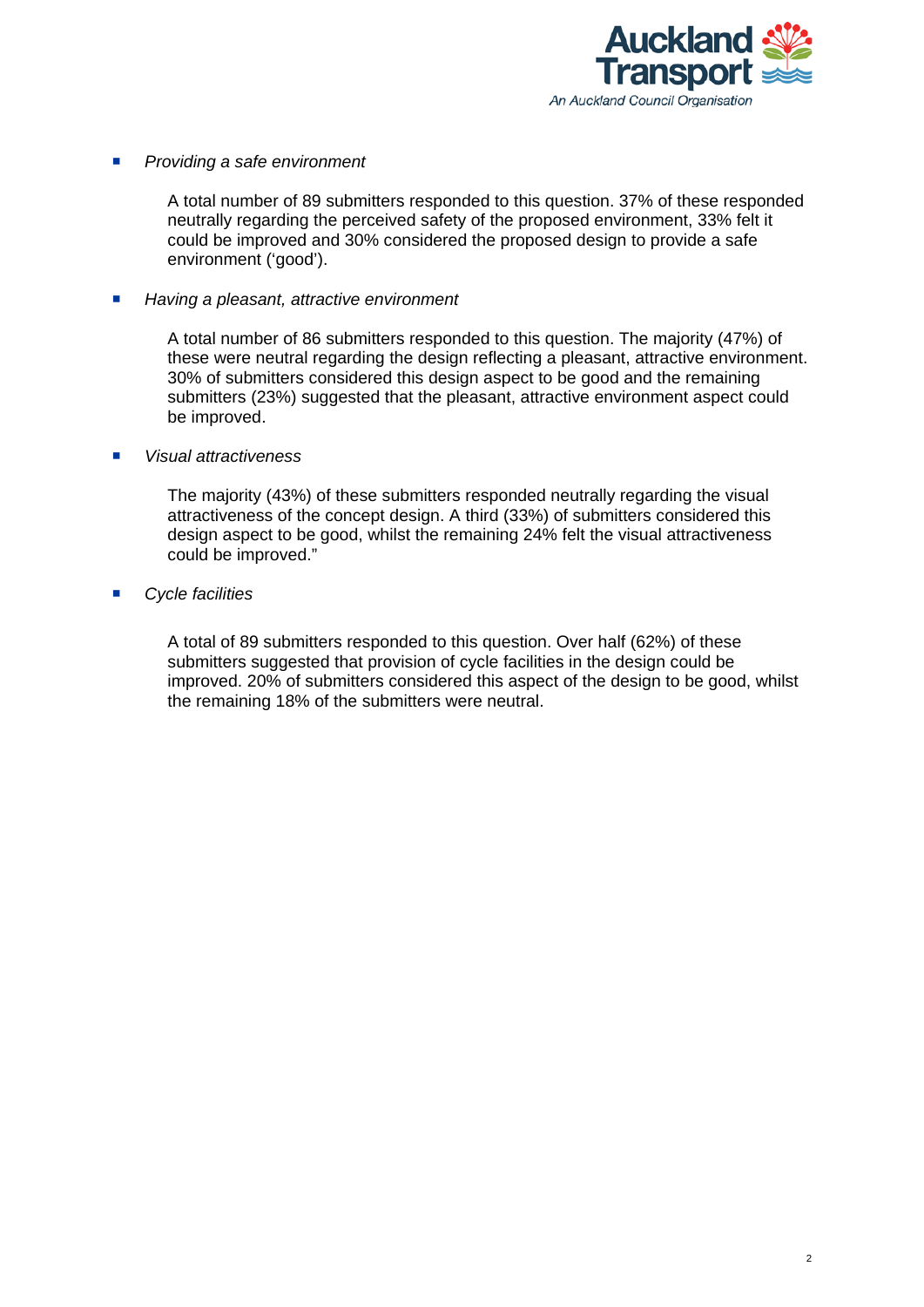- *Providing a safe environment*

  A total number of 89 submitters responded to this question. 37% of these responded neutrally regarding the perceived safety of the proposed environment, 33% felt it could be improved and 30% considered the proposed design to provide a safe environment ('good').

- *Having a pleasant, attractive environment*

  A total number of 86 submitters responded to this question. The majority (47%) of these were neutral regarding the design reflecting a pleasant, attractive environment. 30% of submitters considered this design aspect to be good and the remaining submitters (23%) suggested that the pleasant, attractive environment aspect could be improved.

- *Visual attractiveness*

  The majority (43%) of these submitters responded neutrally regarding the visual attractiveness of the concept design. A third (33%) of submitters considered this design aspect to be good, whilst the remaining 24% felt the visual attractiveness could be improved."

- *Cycle facilities*

  A total of 89 submitters responded to this question. Over half (62%) of these submitters suggested that provision of cycle facilities in the design could be improved. 20% of submitters considered this aspect of the design to be good, whilst the remaining 18% of the submitters were neutral.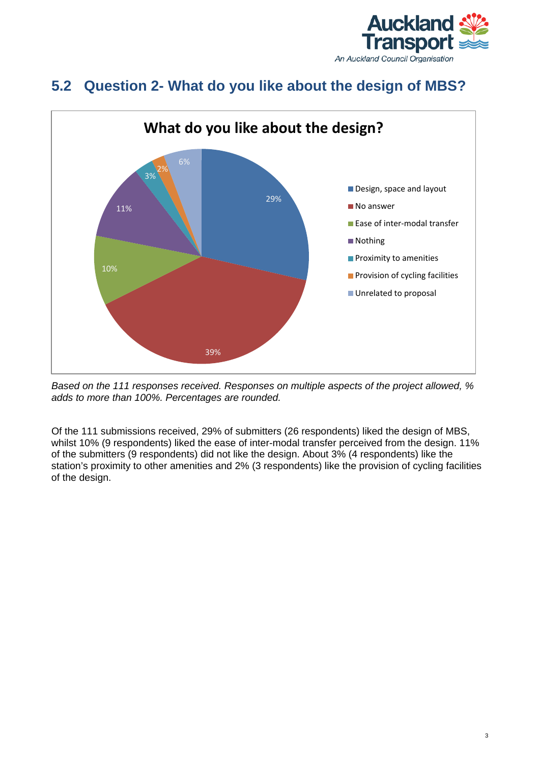## 5.2 Question 2- What do you like about the design of MBS?

**What do you like about the design?**

| Category | % |
|---|---|
| Design, space and layout | 29% |
| No answer | 39% |
| Ease of inter-modal transfer | 10% |
| Nothing | 11% |
| Proximity to amenities | 3% |
| Provision of cycling facilities | 2% |
| Unrelated to proposal | 6% |

*Based on the 111 responses received. Responses on multiple aspects of the project allowed, % adds to more than 100%. Percentages are rounded.*

Of the 111 submissions received, 29% of submitters (26 respondents) liked the design of MBS, whilst 10% (9 respondents) liked the ease of inter-modal transfer perceived from the design. 11% of the submitters (9 respondents) did not like the design. About 3% (4 respondents) like the station's proximity to other amenities and 2% (3 respondents) like the provision of cycling facilities of the design.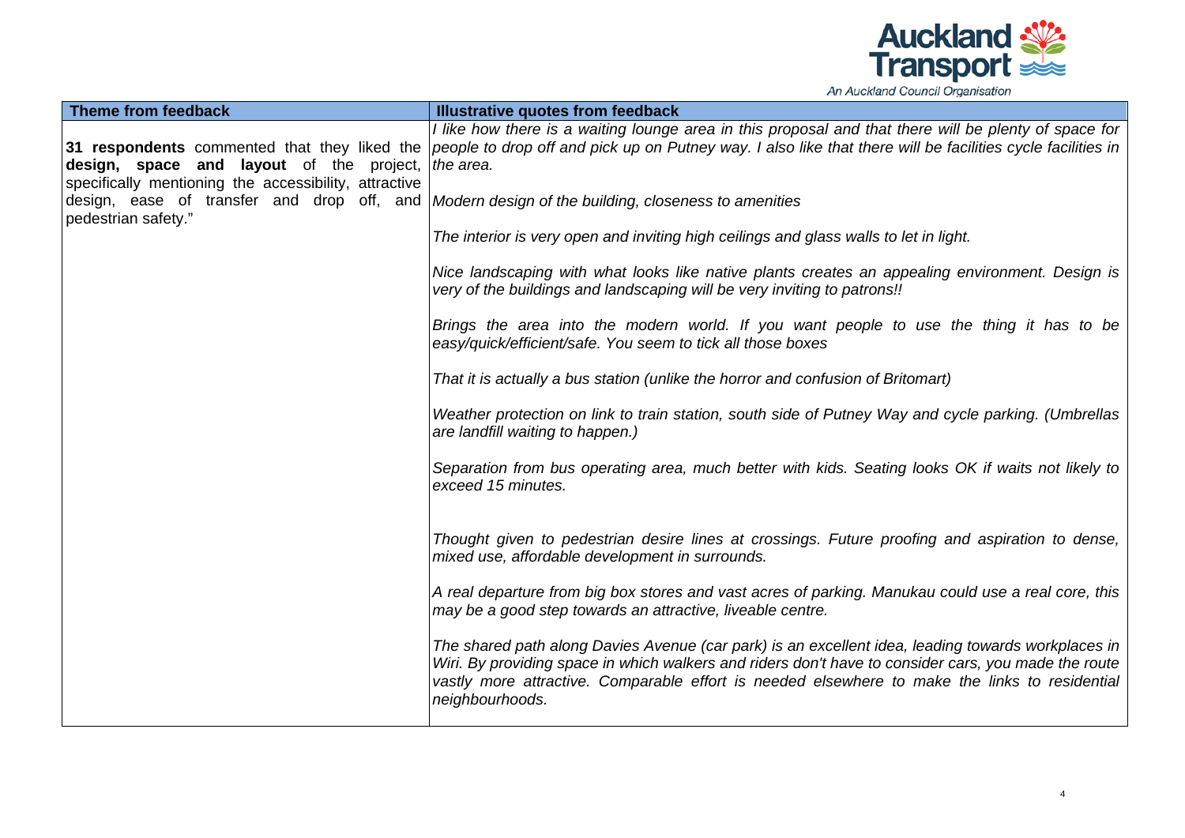| Theme from feedback | Illustrative quotes from feedback |
| --- | --- |
| **31 respondents** commented that they liked the **design, space and layout** of the project, specifically mentioning the accessibility, attractive design, ease of transfer and drop off, and pedestrian safety." | *I like how there is a waiting lounge area in this proposal and that there will be plenty of space for people to drop off and pick up on Putney way. I also like that there will be facilities cycle facilities in the area.*<br><br>*Modern design of the building, closeness to amenities*<br><br>*The interior is very open and inviting high ceilings and glass walls to let in light.*<br><br>*Nice landscaping with what looks like native plants creates an appealing environment. Design is very of the buildings and landscaping will be very inviting to patrons!!*<br><br>*Brings the area into the modern world. If you want people to use the thing it has to be easy/quick/efficient/safe. You seem to tick all those boxes*<br><br>*That it is actually a bus station (unlike the horror and confusion of Britomart)*<br><br>*Weather protection on link to train station, south side of Putney Way and cycle parking. (Umbrellas are landfill waiting to happen.)*<br><br>*Separation from bus operating area, much better with kids. Seating looks OK if waits not likely to exceed 15 minutes.*<br><br>*Thought given to pedestrian desire lines at crossings. Future proofing and aspiration to dense, mixed use, affordable development in surrounds.*<br><br>*A real departure from big box stores and vast acres of parking. Manukau could use a real core, this may be a good step towards an attractive, liveable centre.*<br><br>*The shared path along Davies Avenue (car park) is an excellent idea, leading towards workplaces in Wiri. By providing space in which walkers and riders don't have to consider cars, you made the route vastly more attractive. Comparable effort is needed elsewhere to make the links to residential neighbourhoods.* |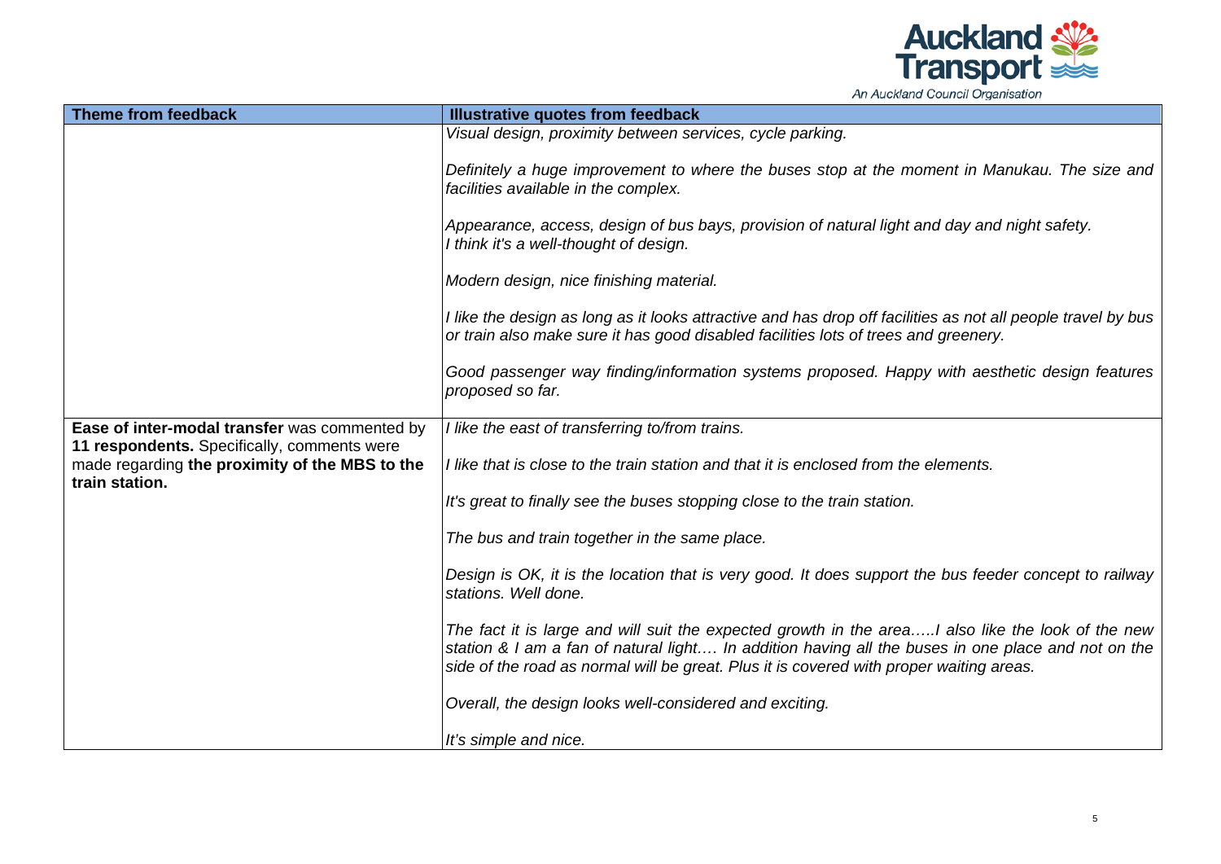| Theme from feedback | Illustrative quotes from feedback |
| --- | --- |
| | *Visual design, proximity between services, cycle parking.*<br><br>*Definitely a huge improvement to where the buses stop at the moment in Manukau. The size and facilities available in the complex.*<br><br>*Appearance, access, design of bus bays, provision of natural light and day and night safety. I think it's a well-thought of design.*<br><br>*Modern design, nice finishing material.*<br><br>*I like the design as long as it looks attractive and has drop off facilities as not all people travel by bus or train also make sure it has good disabled facilities lots of trees and greenery.*<br><br>*Good passenger way finding/information systems proposed. Happy with aesthetic design features proposed so far.* |
| **Ease of inter-modal transfer** was commented by **11 respondents.** Specifically, comments were made regarding **the proximity of the MBS to the train station.** | *I like the east of transferring to/from trains.*<br><br>*I like that is close to the train station and that it is enclosed from the elements.*<br><br>*It's great to finally see the buses stopping close to the train station.*<br><br>*The bus and train together in the same place.*<br><br>*Design is OK, it is the location that is very good. It does support the bus feeder concept to railway stations. Well done.*<br><br>*The fact it is large and will suit the expected growth in the area…..I also like the look of the new station & I am a fan of natural light…. In addition having all the buses in one place and not on the side of the road as normal will be great. Plus it is covered with proper waiting areas.*<br><br>*Overall, the design looks well-considered and exciting.*<br><br>*It's simple and nice.* |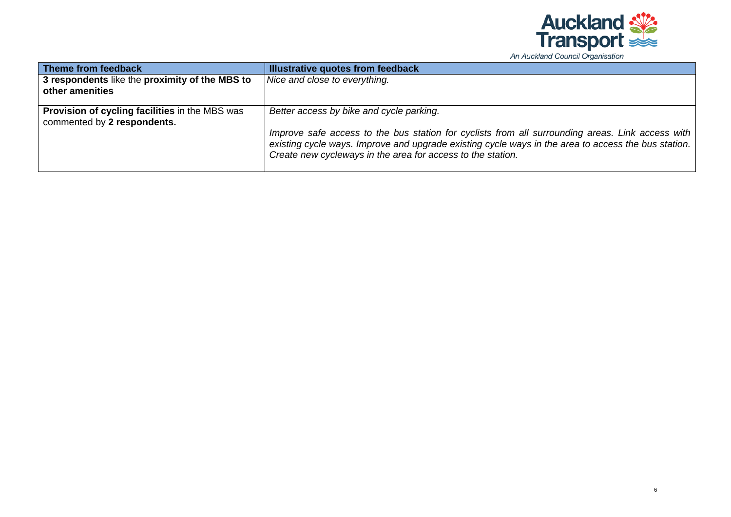| Theme from feedback | Illustrative quotes from feedback |
|---|---|
| **3 respondents** like the **proximity of the MBS to other amenities** | *Nice and close to everything.* |
| **Provision of cycling facilities** in the MBS was commented by **2 respondents.** | *Better access by bike and cycle parking.*<br><br>*Improve safe access to the bus station for cyclists from all surrounding areas. Link access with existing cycle ways. Improve and upgrade existing cycle ways in the area to access the bus station. Create new cycleways in the area for access to the station.* |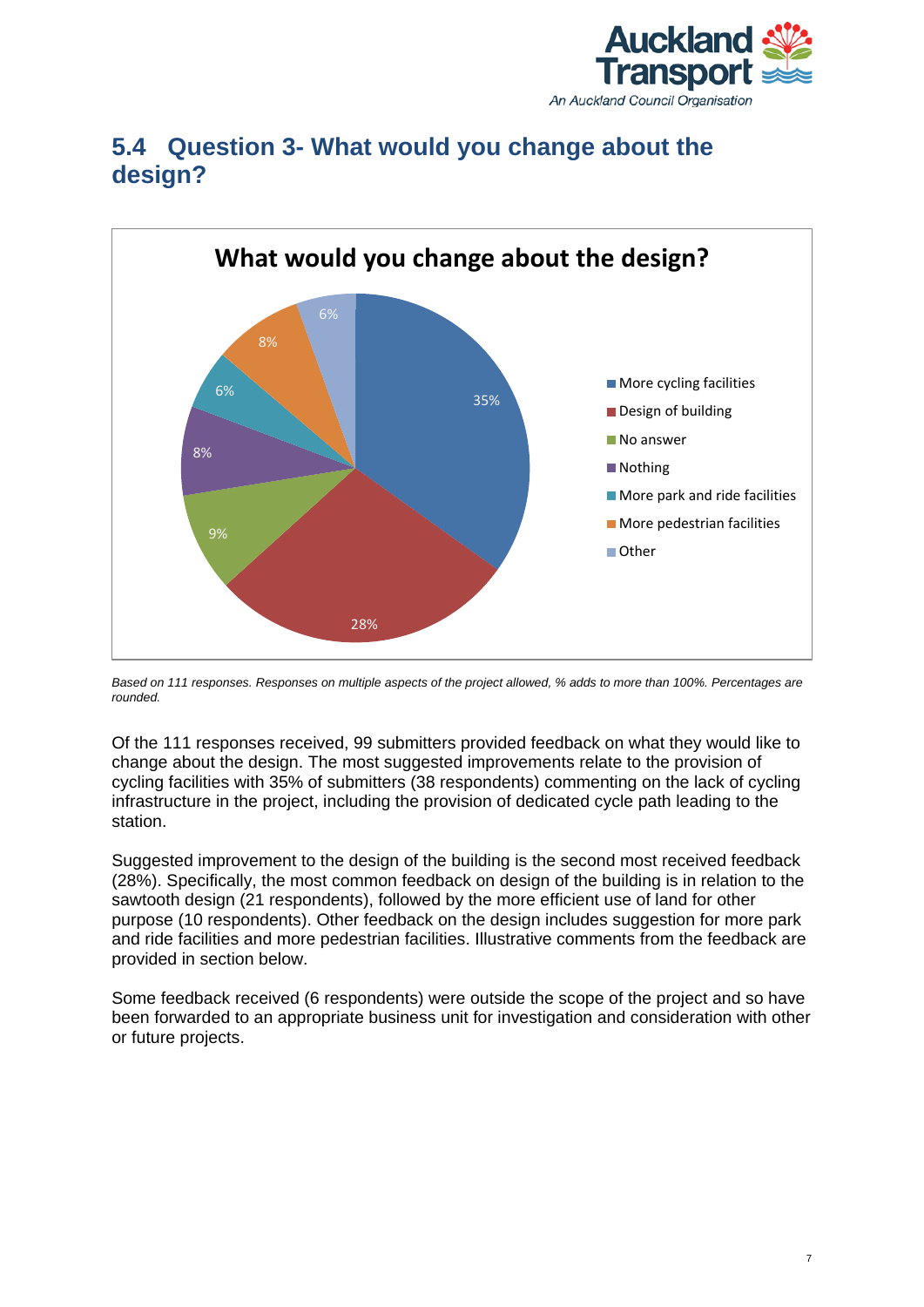## 5.4 Question 3- What would you change about the design?

**What would you change about the design?**

| Category | % |
|---|---|
| More cycling facilities | 35% |
| Design of building | 28% |
| No answer | 9% |
| Nothing | 8% |
| More park and ride facilities | 6% |
| More pedestrian facilities | 8% |
| Other | 6% |

*Based on 111 responses. Responses on multiple aspects of the project allowed, % adds to more than 100%. Percentages are rounded.*

Of the 111 responses received, 99 submitters provided feedback on what they would like to change about the design. The most suggested improvements relate to the provision of cycling facilities with 35% of submitters (38 respondents) commenting on the lack of cycling infrastructure in the project, including the provision of dedicated cycle path leading to the station.

Suggested improvement to the design of the building is the second most received feedback (28%). Specifically, the most common feedback on design of the building is in relation to the sawtooth design (21 respondents), followed by the more efficient use of land for other purpose (10 respondents). Other feedback on the design includes suggestion for more park and ride facilities and more pedestrian facilities. Illustrative comments from the feedback are provided in section below.

Some feedback received (6 respondents) were outside the scope of the project and so have been forwarded to an appropriate business unit for investigation and consideration with other or future projects.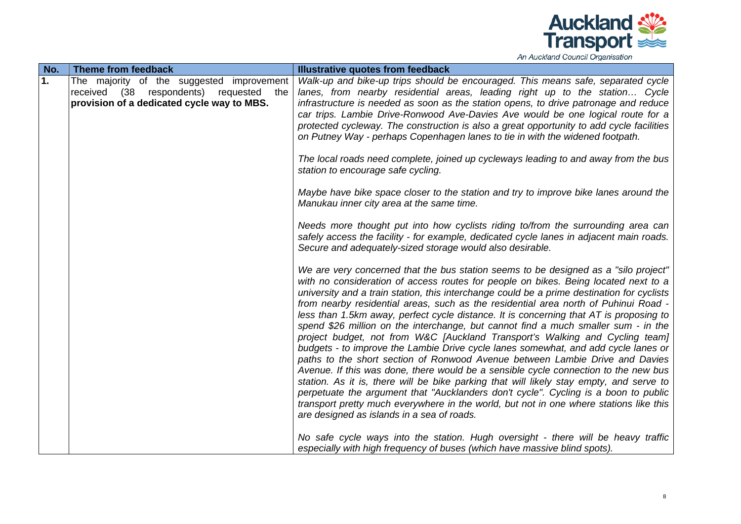| No. | Theme from feedback | Illustrative quotes from feedback |
| --- | --- | --- |
| 1. | The majority of the suggested improvement received (38 respondents) requested the **provision of a dedicated cycle way to MBS.** | *Walk-up and bike-up trips should be encouraged. This means safe, separated cycle lanes, from nearby residential areas, leading right up to the station… Cycle infrastructure is needed as soon as the station opens, to drive patronage and reduce car trips. Lambie Drive-Ronwood Ave-Davies Ave would be one logical route for a protected cycleway. The construction is also a great opportunity to add cycle facilities on Putney Way - perhaps Copenhagen lanes to tie in with the widened footpath.*<br><br>*The local roads need complete, joined up cycleways leading to and away from the bus station to encourage safe cycling.*<br><br>*Maybe have bike space closer to the station and try to improve bike lanes around the Manukau inner city area at the same time.*<br><br>*Needs more thought put into how cyclists riding to/from the surrounding area can safely access the facility - for example, dedicated cycle lanes in adjacent main roads. Secure and adequately-sized storage would also desirable.*<br><br>*We are very concerned that the bus station seems to be designed as a "silo project" with no consideration of access routes for people on bikes. Being located next to a university and a train station, this interchange could be a prime destination for cyclists from nearby residential areas, such as the residential area north of Puhinui Road - less than 1.5km away, perfect cycle distance. It is concerning that AT is proposing to spend $26 million on the interchange, but cannot find a much smaller sum - in the project budget, not from W&C [Auckland Transport's Walking and Cycling team] budgets - to improve the Lambie Drive cycle lanes somewhat, and add cycle lanes or paths to the short section of Ronwood Avenue between Lambie Drive and Davies Avenue. If this was done, there would be a sensible cycle connection to the new bus station. As it is, there will be bike parking that will likely stay empty, and serve to perpetuate the argument that "Aucklanders don't cycle". Cycling is a boon to public transport pretty much everywhere in the world, but not in one where stations like this are designed as islands in a sea of roads.*<br><br>*No safe cycle ways into the station. Hugh oversight - there will be heavy traffic especially with high frequency of buses (which have massive blind spots).* |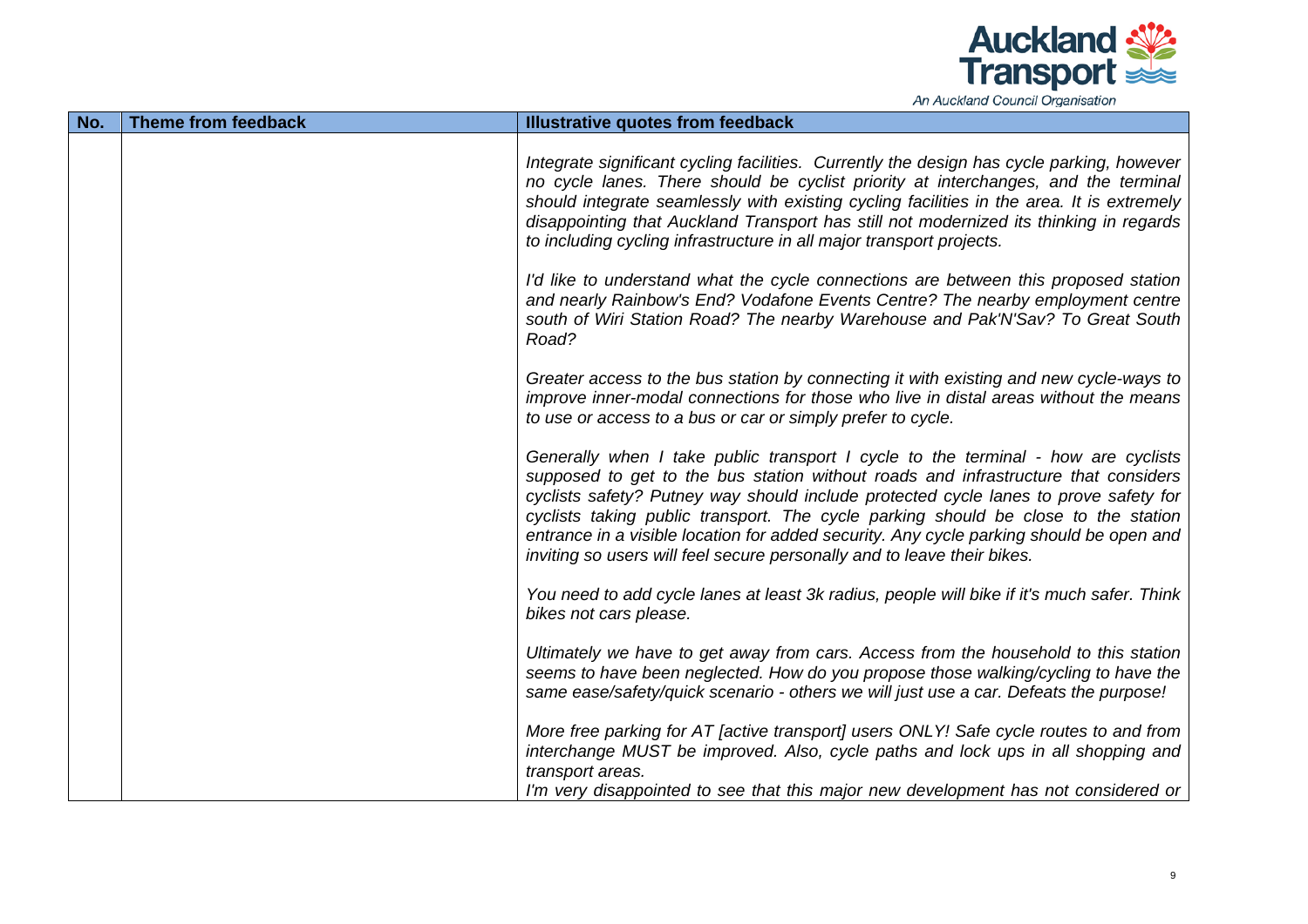| No. | Theme from feedback | Illustrative quotes from feedback |
|---|---|---|
| | | *Integrate significant cycling facilities. Currently the design has cycle parking, however no cycle lanes. There should be cyclist priority at interchanges, and the terminal should integrate seamlessly with existing cycling facilities in the area. It is extremely disappointing that Auckland Transport has still not modernized its thinking in regards to including cycling infrastructure in all major transport projects.*<br><br>*I'd like to understand what the cycle connections are between this proposed station and nearly Rainbow's End? Vodafone Events Centre? The nearby employment centre south of Wiri Station Road? The nearby Warehouse and Pak'N'Sav? To Great South Road?*<br><br>*Greater access to the bus station by connecting it with existing and new cycle-ways to improve inner-modal connections for those who live in distal areas without the means to use or access to a bus or car or simply prefer to cycle.*<br><br>*Generally when I take public transport I cycle to the terminal - how are cyclists supposed to get to the bus station without roads and infrastructure that considers cyclists safety? Putney way should include protected cycle lanes to prove safety for cyclists taking public transport. The cycle parking should be close to the station entrance in a visible location for added security. Any cycle parking should be open and inviting so users will feel secure personally and to leave their bikes.*<br><br>*You need to add cycle lanes at least 3k radius, people will bike if it's much safer. Think bikes not cars please.*<br><br>*Ultimately we have to get away from cars. Access from the household to this station seems to have been neglected. How do you propose those walking/cycling to have the same ease/safety/quick scenario - others we will just use a car. Defeats the purpose!*<br><br>*More free parking for AT [active transport] users ONLY! Safe cycle routes to and from interchange MUST be improved. Also, cycle paths and lock ups in all shopping and transport areas.*<br>*I'm very disappointed to see that this major new development has not considered or* |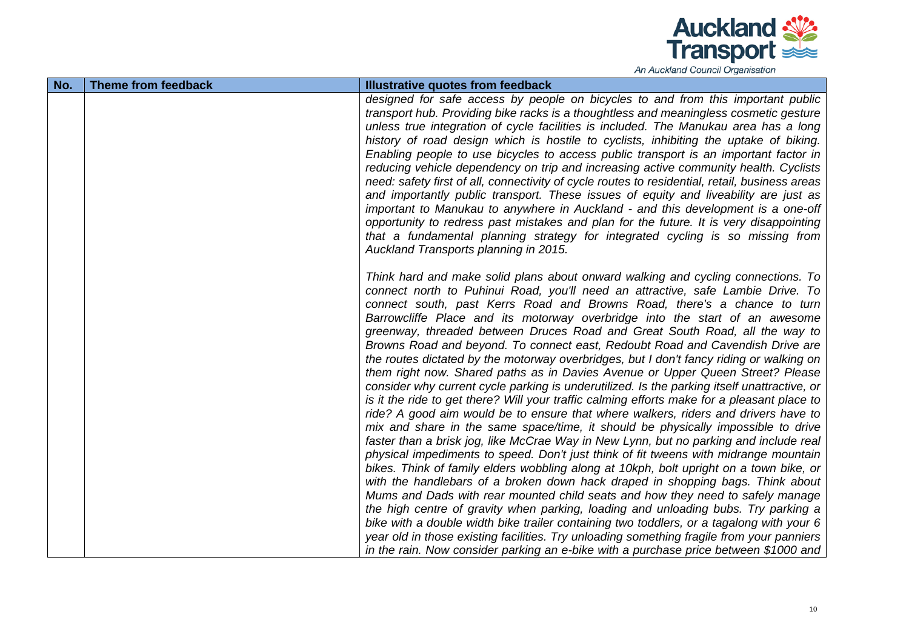| No. | Theme from feedback | Illustrative quotes from feedback |
| --- | --- | --- |
| | | *designed for safe access by people on bicycles to and from this important public transport hub. Providing bike racks is a thoughtless and meaningless cosmetic gesture unless true integration of cycle facilities is included. The Manukau area has a long history of road design which is hostile to cyclists, inhibiting the uptake of biking. Enabling people to use bicycles to access public transport is an important factor in reducing vehicle dependency on trip and increasing active community health. Cyclists need: safety first of all, connectivity of cycle routes to residential, retail, business areas and importantly public transport. These issues of equity and liveability are just as important to Manukau to anywhere in Auckland - and this development is a one-off opportunity to redress past mistakes and plan for the future. It is very disappointing that a fundamental planning strategy for integrated cycling is so missing from Auckland Transports planning in 2015.*<br><br>*Think hard and make solid plans about onward walking and cycling connections. To connect north to Puhinui Road, you'll need an attractive, safe Lambie Drive. To connect south, past Kerrs Road and Browns Road, there's a chance to turn Barrowcliffe Place and its motorway overbridge into the start of an awesome greenway, threaded between Druces Road and Great South Road, all the way to Browns Road and beyond. To connect east, Redoubt Road and Cavendish Drive are the routes dictated by the motorway overbridges, but I don't fancy riding or walking on them right now. Shared paths as in Davies Avenue or Upper Queen Street? Please consider why current cycle parking is underutilized. Is the parking itself unattractive, or is it the ride to get there? Will your traffic calming efforts make for a pleasant place to ride? A good aim would be to ensure that where walkers, riders and drivers have to mix and share in the same space/time, it should be physically impossible to drive faster than a brisk jog, like McCrae Way in New Lynn, but no parking and include real physical impediments to speed. Don't just think of fit tweens with midrange mountain bikes. Think of family elders wobbling along at 10kph, bolt upright on a town bike, or with the handlebars of a broken down hack draped in shopping bags. Think about Mums and Dads with rear mounted child seats and how they need to safely manage the high centre of gravity when parking, loading and unloading bubs. Try parking a bike with a double width bike trailer containing two toddlers, or a tagalong with your 6 year old in those existing facilities. Try unloading something fragile from your panniers in the rain. Now consider parking an e-bike with a purchase price between $1000 and* |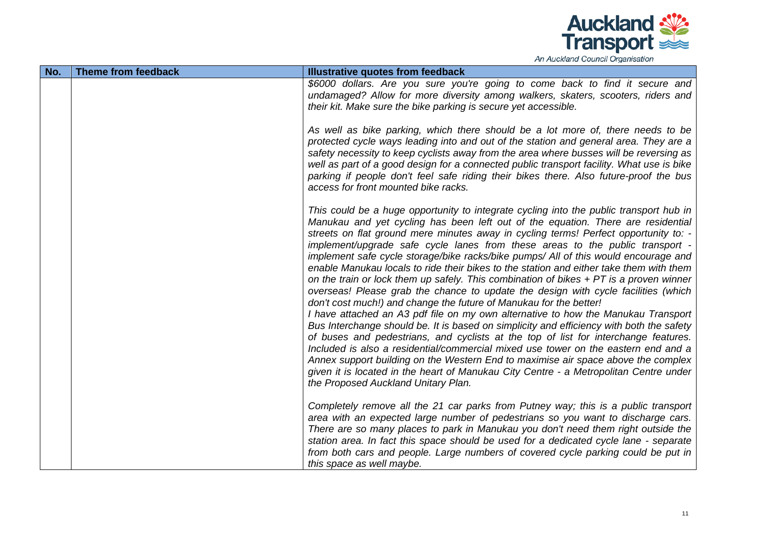| No. | Theme from feedback | Illustrative quotes from feedback |
|---|---|---|
| | | *$6000 dollars. Are you sure you're going to come back to find it secure and undamaged? Allow for more diversity among walkers, skaters, scooters, riders and their kit. Make sure the bike parking is secure yet accessible.*<br><br>*As well as bike parking, which there should be a lot more of, there needs to be protected cycle ways leading into and out of the station and general area. They are a safety necessity to keep cyclists away from the area where busses will be reversing as well as part of a good design for a connected public transport facility. What use is bike parking if people don't feel safe riding their bikes there. Also future-proof the bus access for front mounted bike racks.*<br><br>*This could be a huge opportunity to integrate cycling into the public transport hub in Manukau and yet cycling has been left out of the equation. There are residential streets on flat ground mere minutes away in cycling terms! Perfect opportunity to: - implement/upgrade safe cycle lanes from these areas to the public transport - implement safe cycle storage/bike racks/bike pumps/ All of this would encourage and enable Manukau locals to ride their bikes to the station and either take them with them on the train or lock them up safely. This combination of bikes + PT is a proven winner overseas! Please grab the chance to update the design with cycle facilities (which don't cost much!) and change the future of Manukau for the better!*<br>*I have attached an A3 pdf file on my own alternative to how the Manukau Transport Bus Interchange should be. It is based on simplicity and efficiency with both the safety of buses and pedestrians, and cyclists at the top of list for interchange features. Included is also a residential/commercial mixed use tower on the eastern end and a Annex support building on the Western End to maximise air space above the complex given it is located in the heart of Manukau City Centre - a Metropolitan Centre under the Proposed Auckland Unitary Plan.*<br><br>*Completely remove all the 21 car parks from Putney way; this is a public transport area with an expected large number of pedestrians so you want to discharge cars. There are so many places to park in Manukau you don't need them right outside the station area. In fact this space should be used for a dedicated cycle lane - separate from both cars and people. Large numbers of covered cycle parking could be put in this space as well maybe.* |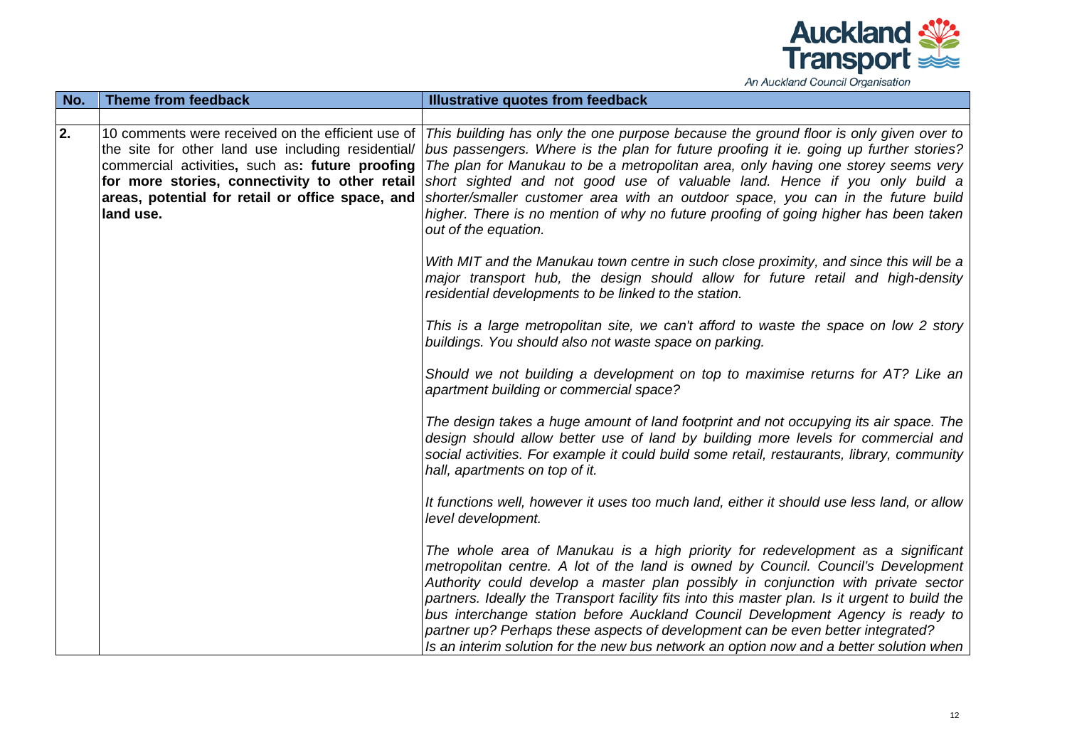| No. | Theme from feedback | Illustrative quotes from feedback |
|---|---|---|
| | | |
| **2.** | 10 comments were received on the efficient use of the site for other land use including residential/ commercial activities**,** such as**: future proofing for more stories, connectivity to other retail areas, potential for retail or office space, and land use.** | *This building has only the one purpose because the ground floor is only given over to bus passengers. Where is the plan for future proofing it ie. going up further stories? The plan for Manukau to be a metropolitan area, only having one storey seems very short sighted and not good use of valuable land. Hence if you only build a shorter/smaller customer area with an outdoor space, you can in the future build higher. There is no mention of why no future proofing of going higher has been taken out of the equation.*<br><br>*With MIT and the Manukau town centre in such close proximity, and since this will be a major transport hub, the design should allow for future retail and high-density residential developments to be linked to the station.*<br><br>*This is a large metropolitan site, we can't afford to waste the space on low 2 story buildings. You should also not waste space on parking.*<br><br>*Should we not building a development on top to maximise returns for AT? Like an apartment building or commercial space?*<br><br>*The design takes a huge amount of land footprint and not occupying its air space. The design should allow better use of land by building more levels for commercial and social activities. For example it could build some retail, restaurants, library, community hall, apartments on top of it.*<br><br>*It functions well, however it uses too much land, either it should use less land, or allow level development.*<br><br>*The whole area of Manukau is a high priority for redevelopment as a significant metropolitan centre. A lot of the land is owned by Council. Council's Development Authority could develop a master plan possibly in conjunction with private sector partners. Ideally the Transport facility fits into this master plan. Is it urgent to build the bus interchange station before Auckland Council Development Agency is ready to partner up? Perhaps these aspects of development can be even better integrated?*<br>*Is an interim solution for the new bus network an option now and a better solution when* |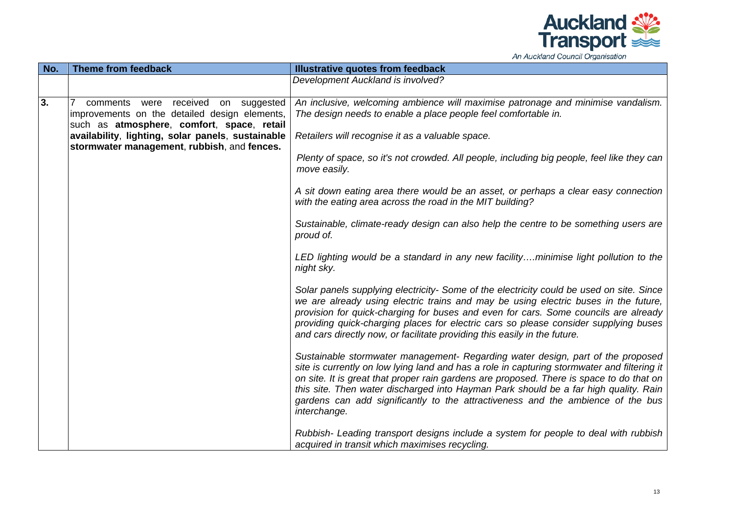| No. | Theme from feedback | Illustrative quotes from feedback |
|---|---|---|
| | | *Development Auckland is involved?* |
| **3.** | 7 comments were received on suggested improvements on the detailed design elements, such as **atmosphere**, **comfort**, **space**, **retail availability**, **lighting, solar panels**, **sustainable stormwater management**, **rubbish**, and **fences.** | *An inclusive, welcoming ambience will maximise patronage and minimise vandalism. The design needs to enable a place people feel comfortable in.*<br><br>*Retailers will recognise it as a valuable space.*<br><br>*Plenty of space, so it's not crowded. All people, including big people, feel like they can move easily.*<br><br>*A sit down eating area there would be an asset, or perhaps a clear easy connection with the eating area across the road in the MIT building?*<br><br>*Sustainable, climate-ready design can also help the centre to be something users are proud of.*<br><br>*LED lighting would be a standard in any new facility….minimise light pollution to the night sky.*<br><br>*Solar panels supplying electricity- Some of the electricity could be used on site. Since we are already using electric trains and may be using electric buses in the future, provision for quick-charging for buses and even for cars. Some councils are already providing quick-charging places for electric cars so please consider supplying buses and cars directly now, or facilitate providing this easily in the future.*<br><br>*Sustainable stormwater management- Regarding water design, part of the proposed site is currently on low lying land and has a role in capturing stormwater and filtering it on site. It is great that proper rain gardens are proposed. There is space to do that on this site. Then water discharged into Hayman Park should be a far high quality. Rain gardens can add significantly to the attractiveness and the ambience of the bus interchange.*<br><br>*Rubbish- Leading transport designs include a system for people to deal with rubbish acquired in transit which maximises recycling.* |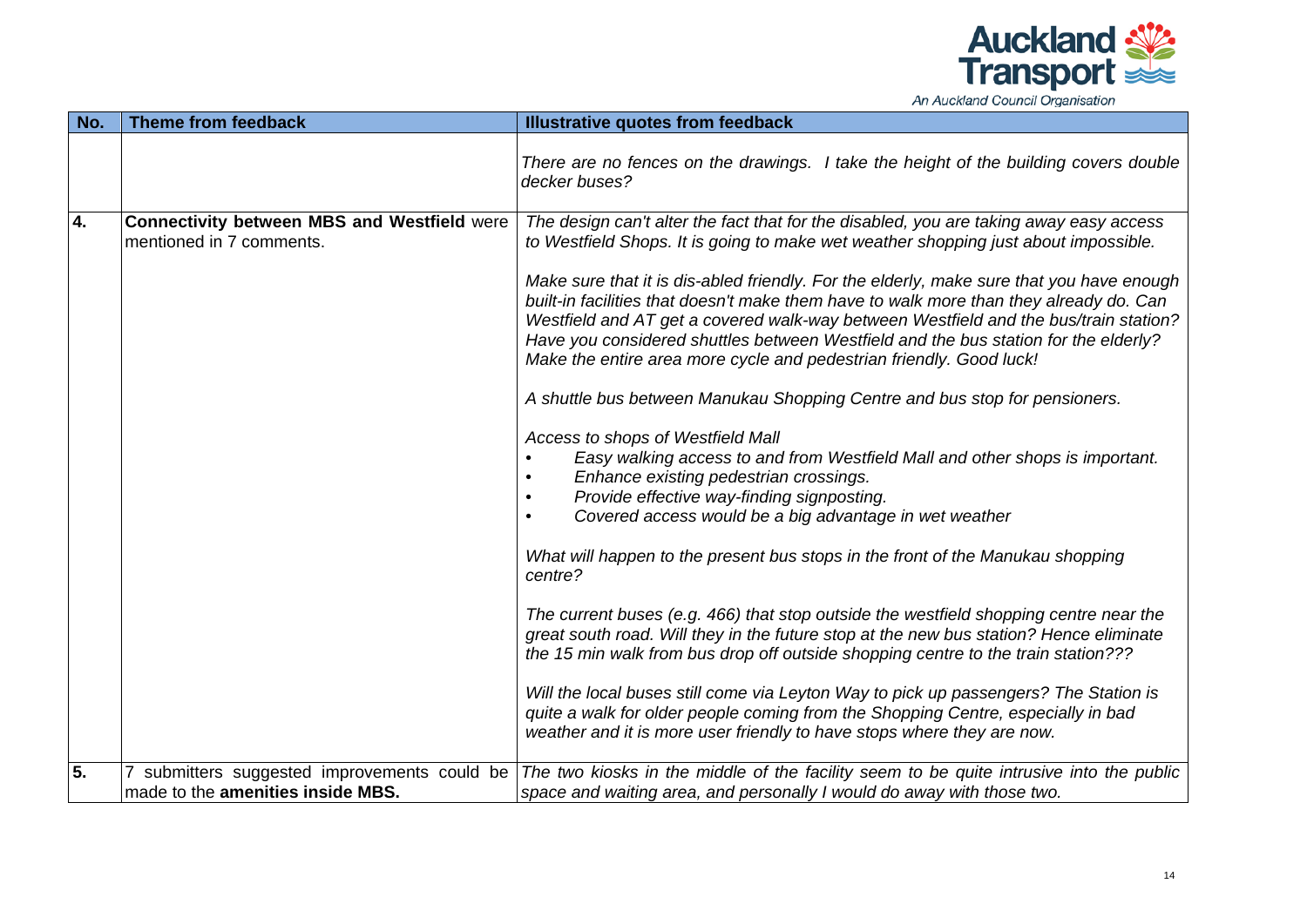| No. | Theme from feedback | Illustrative quotes from feedback |
|---|---|---|
| | | *There are no fences on the drawings. I take the height of the building covers double decker buses?* |
| **4.** | **Connectivity between MBS and Westfield** were mentioned in 7 comments. | *The design can't alter the fact that for the disabled, you are taking away easy access to Westfield Shops. It is going to make wet weather shopping just about impossible.*<br><br>*Make sure that it is dis-abled friendly. For the elderly, make sure that you have enough built-in facilities that doesn't make them have to walk more than they already do. Can Westfield and AT get a covered walk-way between Westfield and the bus/train station? Have you considered shuttles between Westfield and the bus station for the elderly? Make the entire area more cycle and pedestrian friendly. Good luck!*<br><br>*A shuttle bus between Manukau Shopping Centre and bus stop for pensioners.*<br><br>*Access to shops of Westfield Mall*<br>• *Easy walking access to and from Westfield Mall and other shops is important.*<br>• *Enhance existing pedestrian crossings.*<br>• *Provide effective way-finding signposting.*<br>• *Covered access would be a big advantage in wet weather*<br><br>*What will happen to the present bus stops in the front of the Manukau shopping centre?*<br><br>*The current buses (e.g. 466) that stop outside the westfield shopping centre near the great south road. Will they in the future stop at the new bus station? Hence eliminate the 15 min walk from bus drop off outside shopping centre to the train station???*<br><br>*Will the local buses still come via Leyton Way to pick up passengers? The Station is quite a walk for older people coming from the Shopping Centre, especially in bad weather and it is more user friendly to have stops where they are now.* |
| **5.** | 7 submitters suggested improvements could be made to the **amenities inside MBS.** | *The two kiosks in the middle of the facility seem to be quite intrusive into the public space and waiting area, and personally I would do away with those two.* |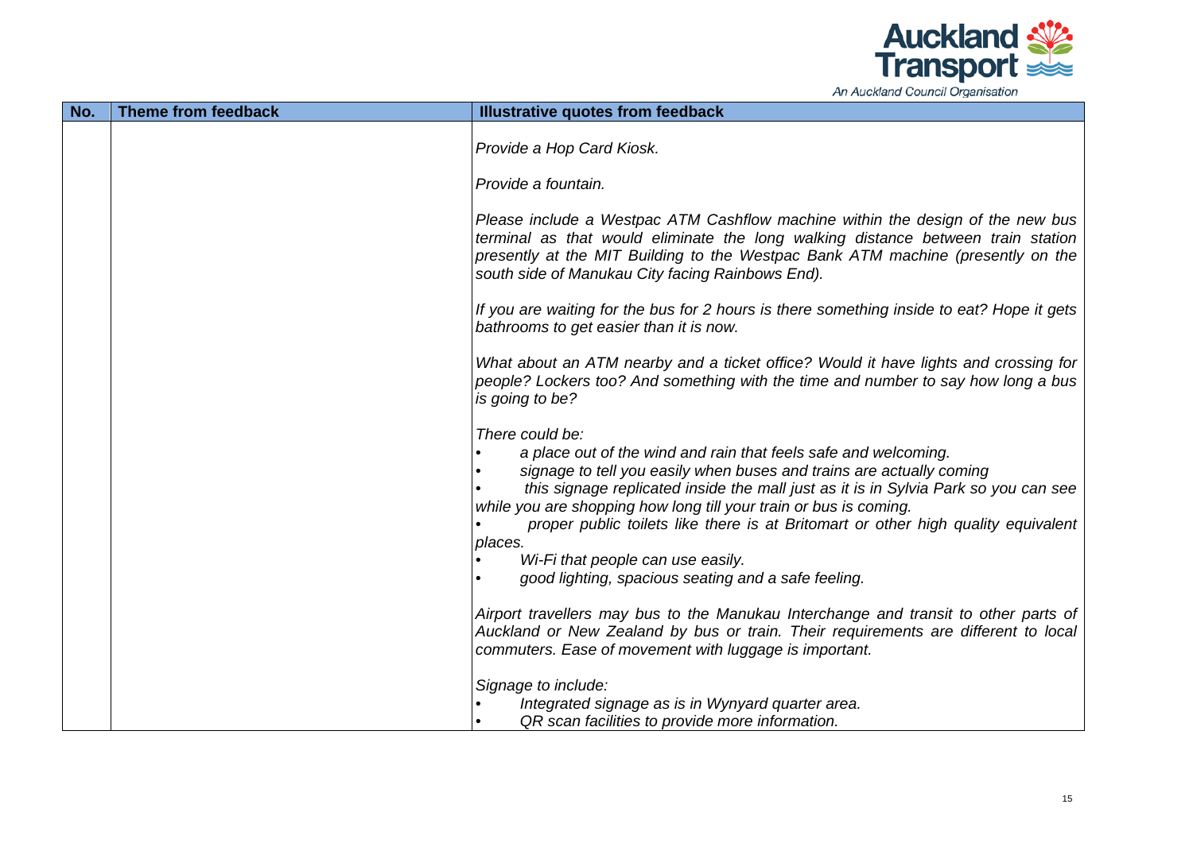| No. | Theme from feedback | Illustrative quotes from feedback |
|---|---|---|
| | | *Provide a Hop Card Kiosk.*<br><br>*Provide a fountain.*<br><br>*Please include a Westpac ATM Cashflow machine within the design of the new bus terminal as that would eliminate the long walking distance between train station presently at the MIT Building to the Westpac Bank ATM machine (presently on the south side of Manukau City facing Rainbows End).*<br><br>*If you are waiting for the bus for 2 hours is there something inside to eat? Hope it gets bathrooms to get easier than it is now.*<br><br>*What about an ATM nearby and a ticket office? Would it have lights and crossing for people? Lockers too? And something with the time and number to say how long a bus is going to be?*<br><br>*There could be:*<br>• *a place out of the wind and rain that feels safe and welcoming.*<br>• *signage to tell you easily when buses and trains are actually coming*<br>• *this signage replicated inside the mall just as it is in Sylvia Park so you can see while you are shopping how long till your train or bus is coming.*<br>• *proper public toilets like there is at Britomart or other high quality equivalent places.*<br>• *Wi-Fi that people can use easily.*<br>• *good lighting, spacious seating and a safe feeling.*<br><br>*Airport travellers may bus to the Manukau Interchange and transit to other parts of Auckland or New Zealand by bus or train. Their requirements are different to local commuters. Ease of movement with luggage is important.*<br><br>*Signage to include:*<br>• *Integrated signage as is in Wynyard quarter area.*<br>• *QR scan facilities to provide more information.* |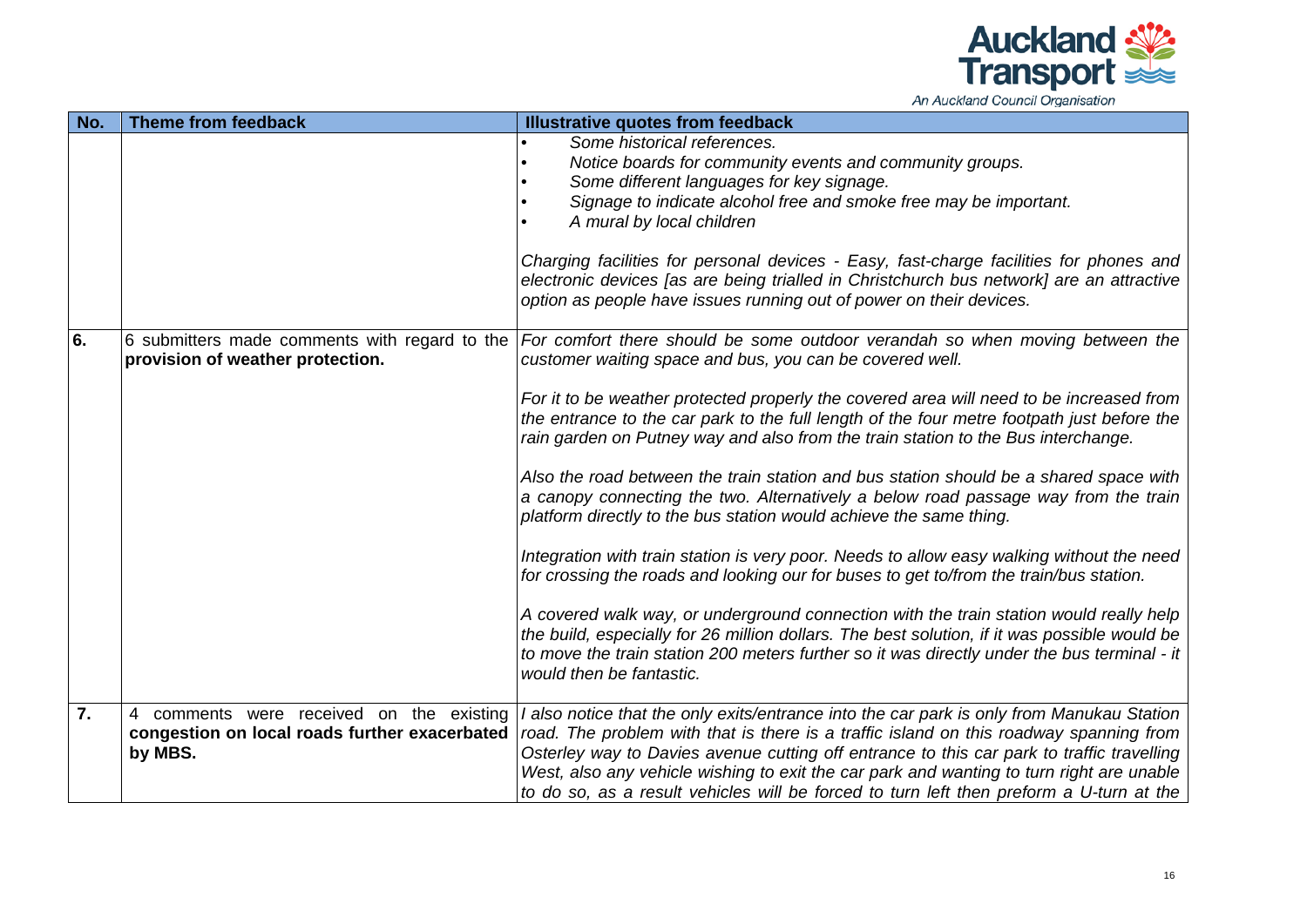| No. | Theme from feedback | Illustrative quotes from feedback |
|---|---|---|
| | | • *Some historical references.*<br>• *Notice boards for community events and community groups.*<br>• *Some different languages for key signage.*<br>• *Signage to indicate alcohol free and smoke free may be important.*<br>• *A mural by local children*<br><br>*Charging facilities for personal devices - Easy, fast-charge facilities for phones and electronic devices [as are being trialled in Christchurch bus network] are an attractive option as people have issues running out of power on their devices.* |
| **6.** | 6 submitters made comments with regard to the **provision of weather protection.** | *For comfort there should be some outdoor verandah so when moving between the customer waiting space and bus, you can be covered well.*<br><br>*For it to be weather protected properly the covered area will need to be increased from the entrance to the car park to the full length of the four metre footpath just before the rain garden on Putney way and also from the train station to the Bus interchange.*<br><br>*Also the road between the train station and bus station should be a shared space with a canopy connecting the two. Alternatively a below road passage way from the train platform directly to the bus station would achieve the same thing.*<br><br>*Integration with train station is very poor. Needs to allow easy walking without the need for crossing the roads and looking our for buses to get to/from the train/bus station.*<br><br>*A covered walk way, or underground connection with the train station would really help the build, especially for 26 million dollars. The best solution, if it was possible would be to move the train station 200 meters further so it was directly under the bus terminal - it would then be fantastic.* |
| **7.** | 4 comments were received on the existing **congestion on local roads further exacerbated by MBS.** | *I also notice that the only exits/entrance into the car park is only from Manukau Station road. The problem with that is there is a traffic island on this roadway spanning from Osterley way to Davies avenue cutting off entrance to this car park to traffic travelling West, also any vehicle wishing to exit the car park and wanting to turn right are unable to do so, as a result vehicles will be forced to turn left then preform a U-turn at the* |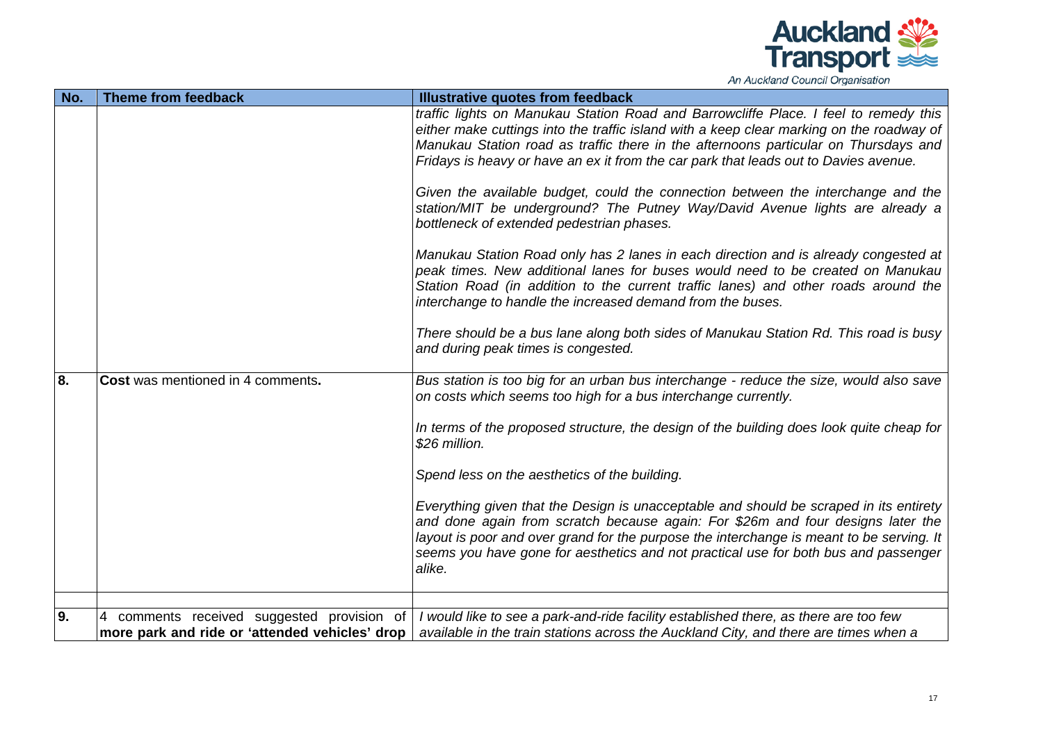| No. | Theme from feedback | Illustrative quotes from feedback |
| --- | --- | --- |
| | | *traffic lights on Manukau Station Road and Barrowcliffe Place. I feel to remedy this either make cuttings into the traffic island with a keep clear marking on the roadway of Manukau Station road as traffic there in the afternoons particular on Thursdays and Fridays is heavy or have an ex it from the car park that leads out to Davies avenue.*<br><br>*Given the available budget, could the connection between the interchange and the station/MIT be underground? The Putney Way/David Avenue lights are already a bottleneck of extended pedestrian phases.*<br><br>*Manukau Station Road only has 2 lanes in each direction and is already congested at peak times. New additional lanes for buses would need to be created on Manukau Station Road (in addition to the current traffic lanes) and other roads around the interchange to handle the increased demand from the buses.*<br><br>*There should be a bus lane along both sides of Manukau Station Rd. This road is busy and during peak times is congested.* |
| **8.** | **Cost** was mentioned in 4 comments**.** | *Bus station is too big for an urban bus interchange - reduce the size, would also save on costs which seems too high for a bus interchange currently.*<br><br>*In terms of the proposed structure, the design of the building does look quite cheap for $26 million.*<br><br>*Spend less on the aesthetics of the building.*<br><br>*Everything given that the Design is unacceptable and should be scraped in its entirety and done again from scratch because again: For $26m and four designs later the layout is poor and over grand for the purpose the interchange is meant to be serving. It seems you have gone for aesthetics and not practical use for both bus and passenger alike.* |
| | | |
| **9.** | 4 comments received suggested provision of **more park and ride or 'attended vehicles' drop** | *I would like to see a park-and-ride facility established there, as there are too few available in the train stations across the Auckland City, and there are times when a* |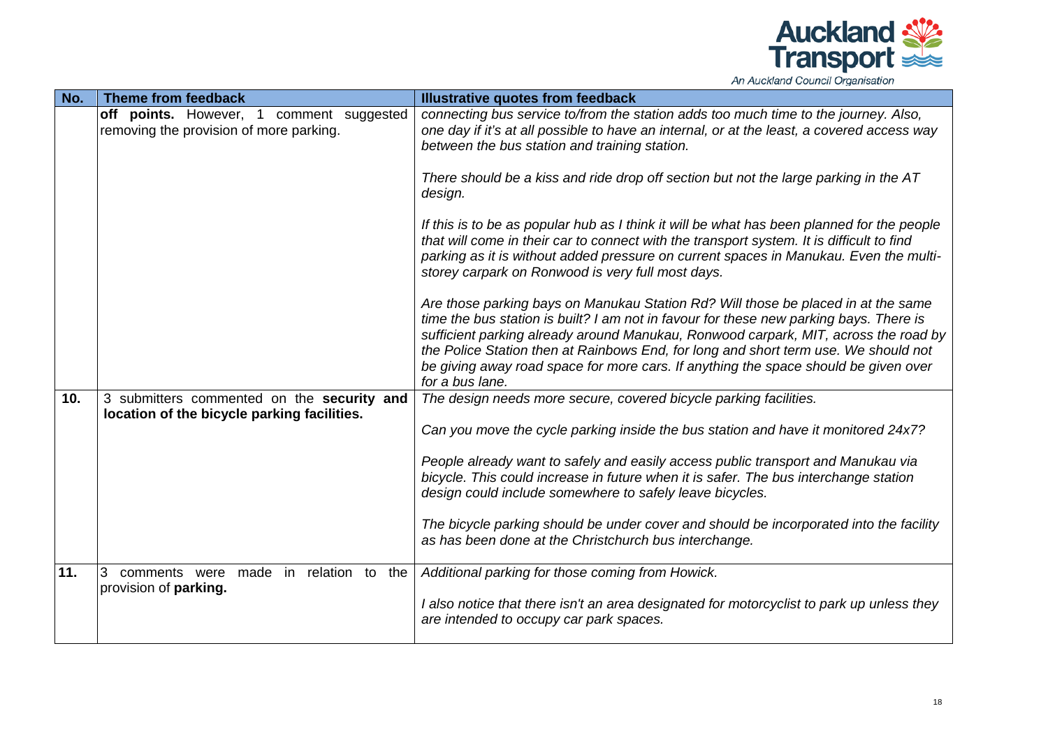| No. | Theme from feedback | Illustrative quotes from feedback |
|---|---|---|
| | **off points.** However, 1 comment suggested removing the provision of more parking. | *connecting bus service to/from the station adds too much time to the journey. Also, one day if it's at all possible to have an internal, or at the least, a covered access way between the bus station and training station.*<br><br>*There should be a kiss and ride drop off section but not the large parking in the AT design.*<br><br>*If this is to be as popular hub as I think it will be what has been planned for the people that will come in their car to connect with the transport system. It is difficult to find parking as it is without added pressure on current spaces in Manukau. Even the multi-storey carpark on Ronwood is very full most days.*<br><br>*Are those parking bays on Manukau Station Rd? Will those be placed in at the same time the bus station is built? I am not in favour for these new parking bays. There is sufficient parking already around Manukau, Ronwood carpark, MIT, across the road by the Police Station then at Rainbows End, for long and short term use. We should not be giving away road space for more cars. If anything the space should be given over for a bus lane.* |
| **10.** | 3 submitters commented on the **security and location of the bicycle parking facilities.** | *The design needs more secure, covered bicycle parking facilities.*<br><br>*Can you move the cycle parking inside the bus station and have it monitored 24x7?*<br><br>*People already want to safely and easily access public transport and Manukau via bicycle. This could increase in future when it is safer. The bus interchange station design could include somewhere to safely leave bicycles.*<br><br>*The bicycle parking should be under cover and should be incorporated into the facility as has been done at the Christchurch bus interchange.* |
| **11.** | 3 comments were made in relation to the provision of **parking.** | *Additional parking for those coming from Howick.*<br><br>*I also notice that there isn't an area designated for motorcyclist to park up unless they are intended to occupy car park spaces.* |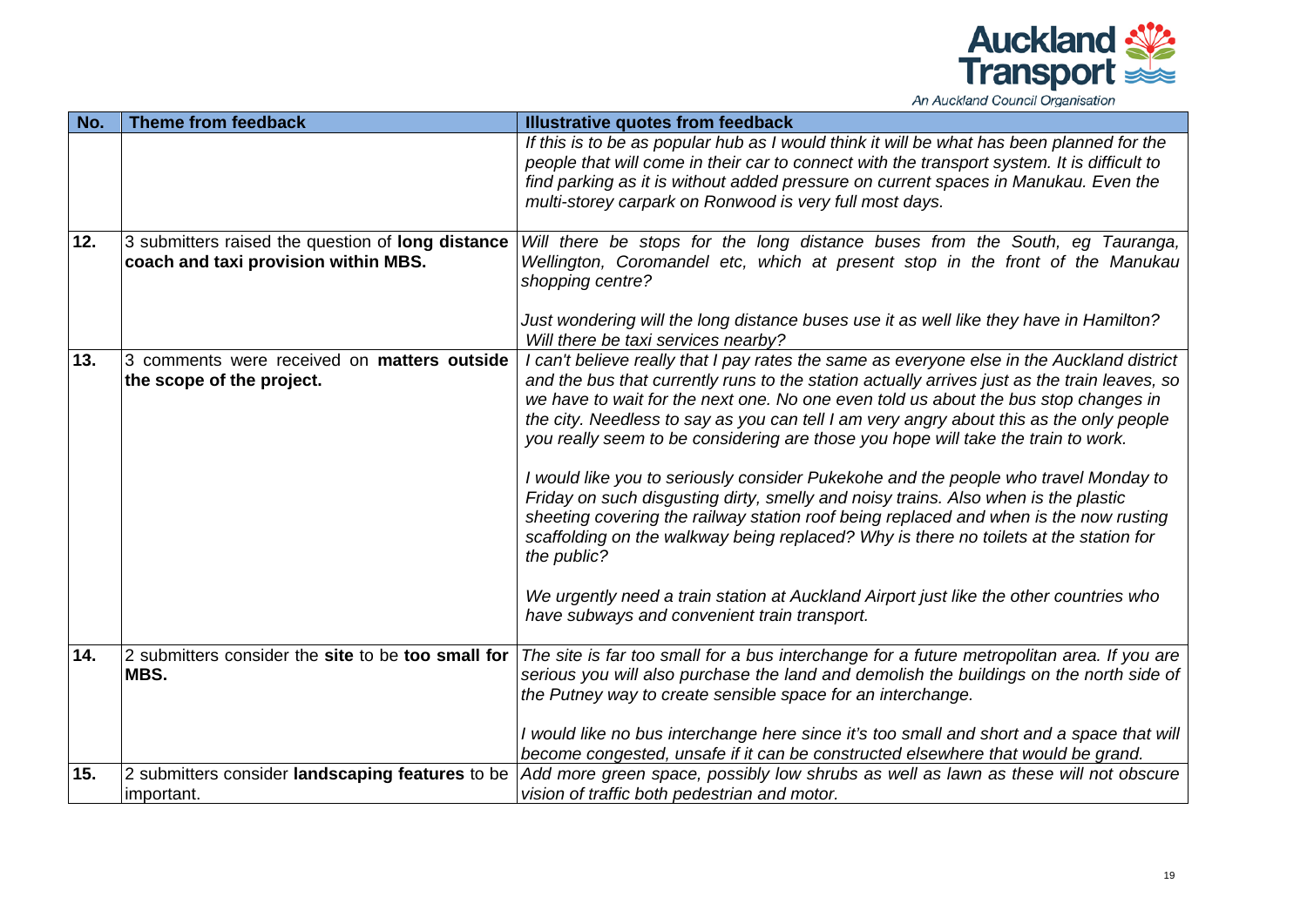| No. | Theme from feedback | Illustrative quotes from feedback |
|---|---|---|
| | | *If this is to be as popular hub as I would think it will be what has been planned for the people that will come in their car to connect with the transport system. It is difficult to find parking as it is without added pressure on current spaces in Manukau. Even the multi-storey carpark on Ronwood is very full most days.* |
| **12.** | 3 submitters raised the question of **long distance coach and taxi provision within MBS.** | *Will there be stops for the long distance buses from the South, eg Tauranga, Wellington, Coromandel etc, which at present stop in the front of the Manukau shopping centre?*<br><br>*Just wondering will the long distance buses use it as well like they have in Hamilton? Will there be taxi services nearby?* |
| **13.** | 3 comments were received on **matters outside the scope of the project.** | *I can't believe really that I pay rates the same as everyone else in the Auckland district and the bus that currently runs to the station actually arrives just as the train leaves, so we have to wait for the next one. No one even told us about the bus stop changes in the city. Needless to say as you can tell I am very angry about this as the only people you really seem to be considering are those you hope will take the train to work.*<br><br>*I would like you to seriously consider Pukekohe and the people who travel Monday to Friday on such disgusting dirty, smelly and noisy trains. Also when is the plastic sheeting covering the railway station roof being replaced and when is the now rusting scaffolding on the walkway being replaced? Why is there no toilets at the station for the public?*<br><br>*We urgently need a train station at Auckland Airport just like the other countries who have subways and convenient train transport.* |
| **14.** | 2 submitters consider the **site** to be **too small for MBS.** | *The site is far too small for a bus interchange for a future metropolitan area. If you are serious you will also purchase the land and demolish the buildings on the north side of the Putney way to create sensible space for an interchange.*<br><br>*I would like no bus interchange here since it's too small and short and a space that will become congested, unsafe if it can be constructed elsewhere that would be grand.* |
| **15.** | 2 submitters consider **landscaping features** to be important. | *Add more green space, possibly low shrubs as well as lawn as these will not obscure vision of traffic both pedestrian and motor.* |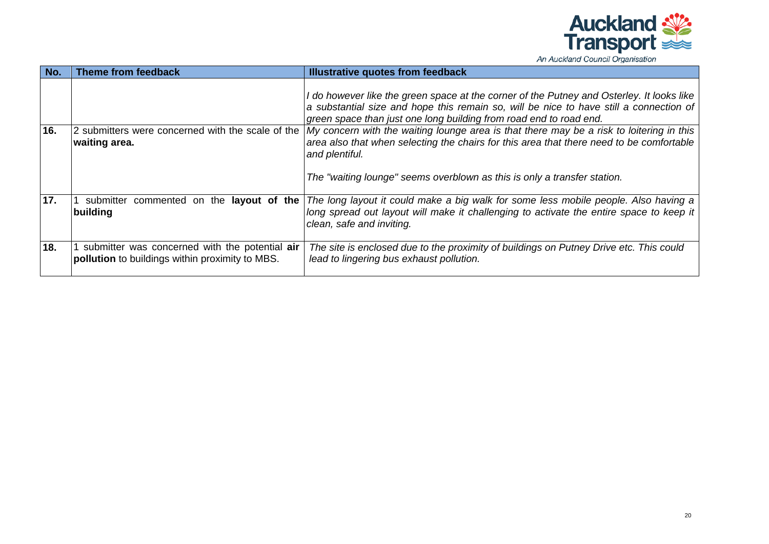| No. | Theme from feedback | Illustrative quotes from feedback |
| --- | --- | --- |
| | | *I do however like the green space at the corner of the Putney and Osterley. It looks like a substantial size and hope this remain so, will be nice to have still a connection of green space than just one long building from road end to road end.* |
| **16.** | 2 submitters were concerned with the scale of the **waiting area.** | *My concern with the waiting lounge area is that there may be a risk to loitering in this area also that when selecting the chairs for this area that there need to be comfortable and plentiful.*<br><br>*The "waiting lounge" seems overblown as this is only a transfer station.* |
| **17.** | 1 submitter commented on the **layout of the building** | *The long layout it could make a big walk for some less mobile people. Also having a long spread out layout will make it challenging to activate the entire space to keep it clean, safe and inviting.* |
| **18.** | 1 submitter was concerned with the potential **air pollution** to buildings within proximity to MBS. | *The site is enclosed due to the proximity of buildings on Putney Drive etc. This could lead to lingering bus exhaust pollution.* |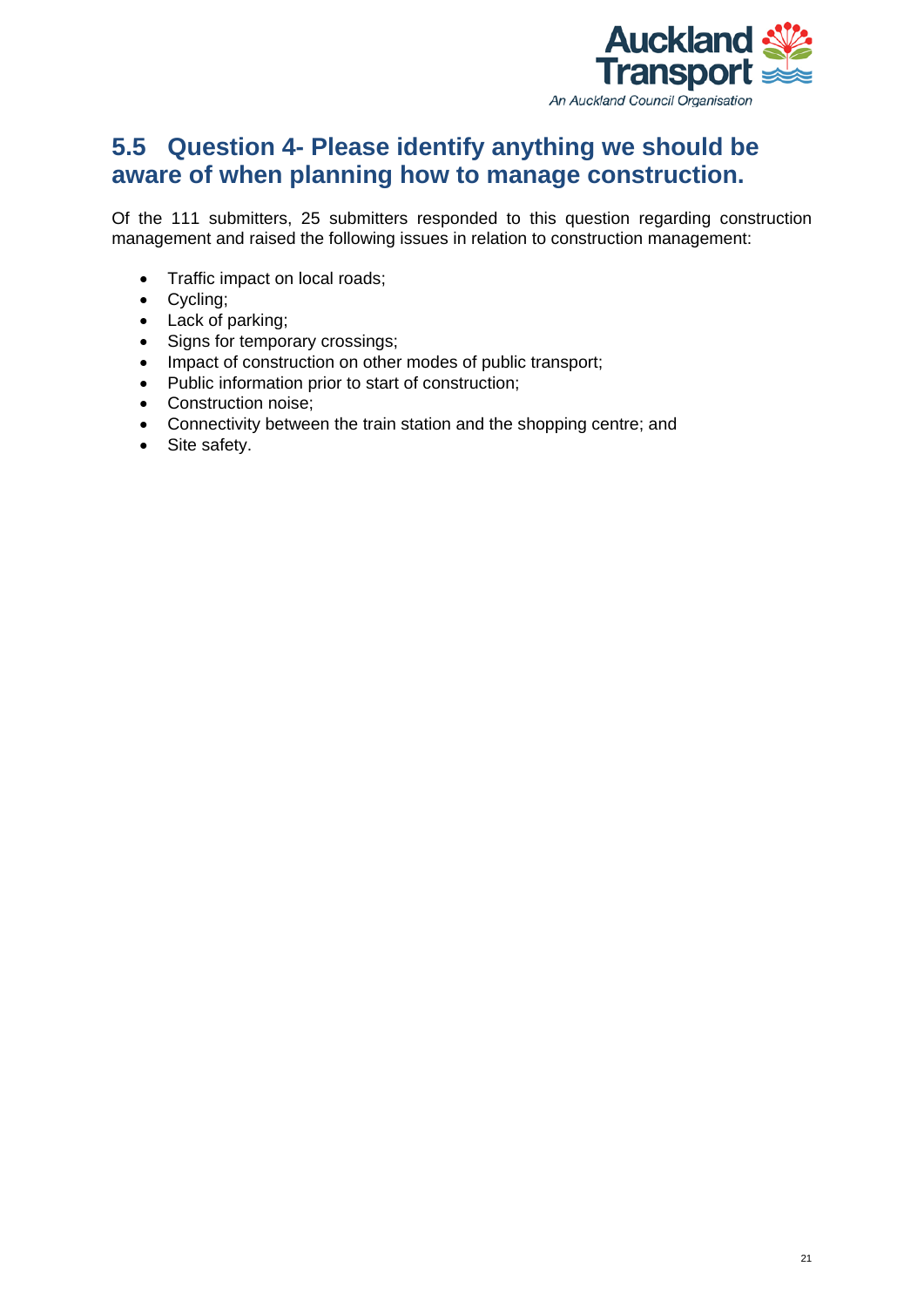## 5.5 Question 4- Please identify anything we should be aware of when planning how to manage construction.

Of the 111 submitters, 25 submitters responded to this question regarding construction management and raised the following issues in relation to construction management:

- Traffic impact on local roads;
- Cycling;
- Lack of parking;
- Signs for temporary crossings;
- Impact of construction on other modes of public transport;
- Public information prior to start of construction;
- Construction noise;
- Connectivity between the train station and the shopping centre; and
- Site safety.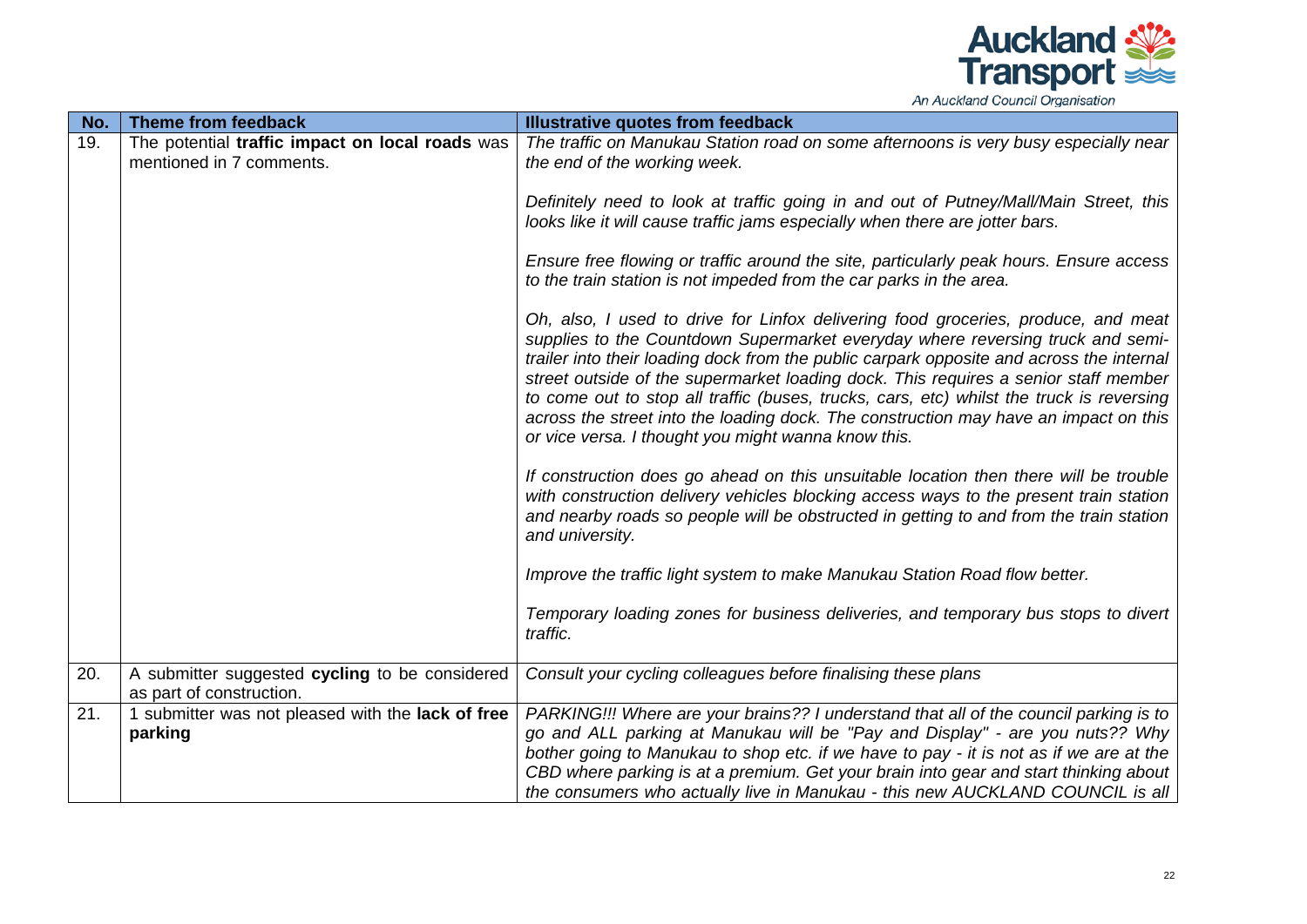| No. | Theme from feedback | Illustrative quotes from feedback |
|---|---|---|
| 19. | The potential **traffic impact on local roads** was mentioned in 7 comments. | *The traffic on Manukau Station road on some afternoons is very busy especially near the end of the working week.*<br><br>*Definitely need to look at traffic going in and out of Putney/Mall/Main Street, this looks like it will cause traffic jams especially when there are jotter bars.*<br><br>*Ensure free flowing or traffic around the site, particularly peak hours. Ensure access to the train station is not impeded from the car parks in the area.*<br><br>*Oh, also, I used to drive for Linfox delivering food groceries, produce, and meat supplies to the Countdown Supermarket everyday where reversing truck and semi-trailer into their loading dock from the public carpark opposite and across the internal street outside of the supermarket loading dock. This requires a senior staff member to come out to stop all traffic (buses, trucks, cars, etc) whilst the truck is reversing across the street into the loading dock. The construction may have an impact on this or vice versa. I thought you might wanna know this.*<br><br>*If construction does go ahead on this unsuitable location then there will be trouble with construction delivery vehicles blocking access ways to the present train station and nearby roads so people will be obstructed in getting to and from the train station and university.*<br><br>*Improve the traffic light system to make Manukau Station Road flow better.*<br><br>*Temporary loading zones for business deliveries, and temporary bus stops to divert traffic.* |
| 20. | A submitter suggested **cycling** to be considered as part of construction. | *Consult your cycling colleagues before finalising these plans* |
| 21. | 1 submitter was not pleased with the **lack of free parking** | *PARKING!!! Where are your brains?? I understand that all of the council parking is to go and ALL parking at Manukau will be "Pay and Display" - are you nuts?? Why bother going to Manukau to shop etc. if we have to pay - it is not as if we are at the CBD where parking is at a premium. Get your brain into gear and start thinking about the consumers who actually live in Manukau - this new AUCKLAND COUNCIL is all* |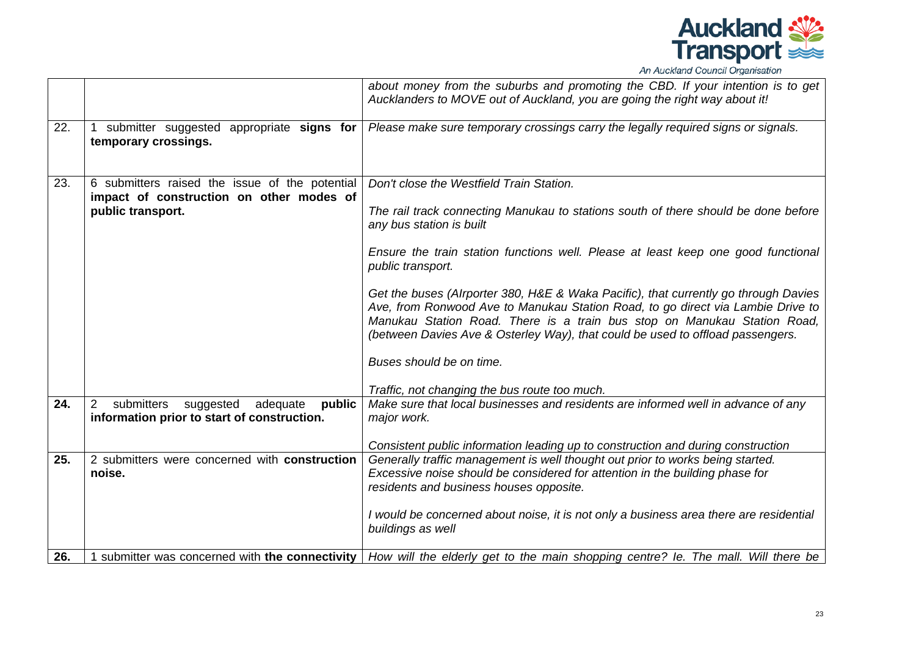| | | |
|---|---|---|
| | | *about money from the suburbs and promoting the CBD. If your intention is to get Aucklanders to MOVE out of Auckland, you are going the right way about it!* |
| 22. | 1 submitter suggested appropriate **signs for temporary crossings.** | *Please make sure temporary crossings carry the legally required signs or signals.* |
| 23. | 6 submitters raised the issue of the potential **impact of construction on other modes of public transport.** | *Don't close the Westfield Train Station.*<br><br>*The rail track connecting Manukau to stations south of there should be done before any bus station is built*<br><br>*Ensure the train station functions well. Please at least keep one good functional public transport.*<br><br>*Get the buses (AIrporter 380, H&E & Waka Pacific), that currently go through Davies Ave, from Ronwood Ave to Manukau Station Road, to go direct via Lambie Drive to Manukau Station Road. There is a train bus stop on Manukau Station Road, (between Davies Ave & Osterley Way), that could be used to offload passengers.*<br><br>*Buses should be on time.*<br><br>*Traffic, not changing the bus route too much.* |
| **24.** | 2 submitters suggested adequate **public information prior to start of construction.** | *Make sure that local businesses and residents are informed well in advance of any major work.*<br><br>*Consistent public information leading up to construction and during construction* |
| **25.** | 2 submitters were concerned with **construction noise.** | *Generally traffic management is well thought out prior to works being started. Excessive noise should be considered for attention in the building phase for residents and business houses opposite.*<br><br>*I would be concerned about noise, it is not only a business area there are residential buildings as well* |
| **26.** | 1 submitter was concerned with **the connectivity** | *How will the elderly get to the main shopping centre? Ie. The mall. Will there be* |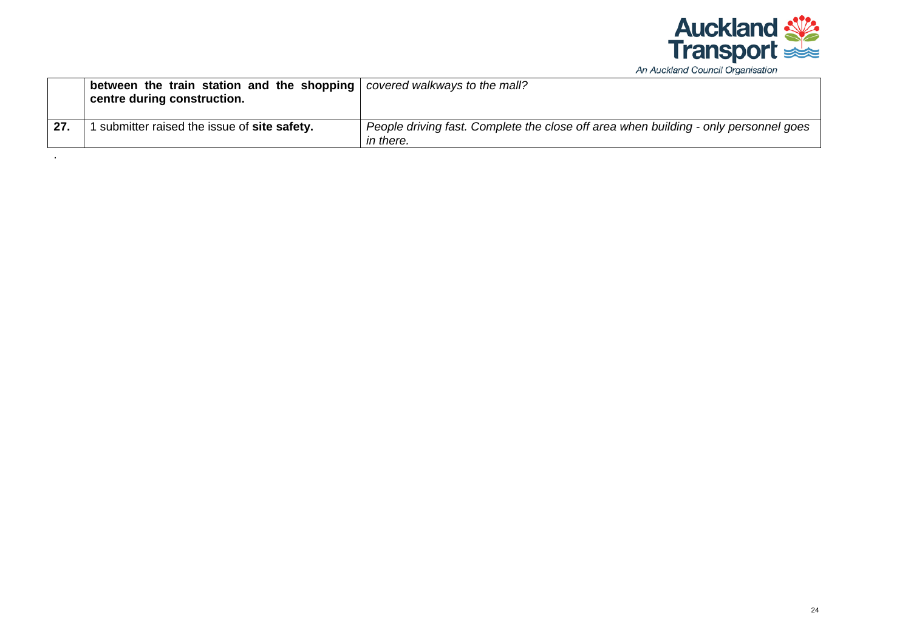|  |  |  |
|---|---|---|
|  | **between the train station and the shopping centre during construction.** | *covered walkways to the mall?* |
| **27.** | 1 submitter raised the issue of **site safety.** | *People driving fast. Complete the close off area when building - only personnel goes in there.* |

.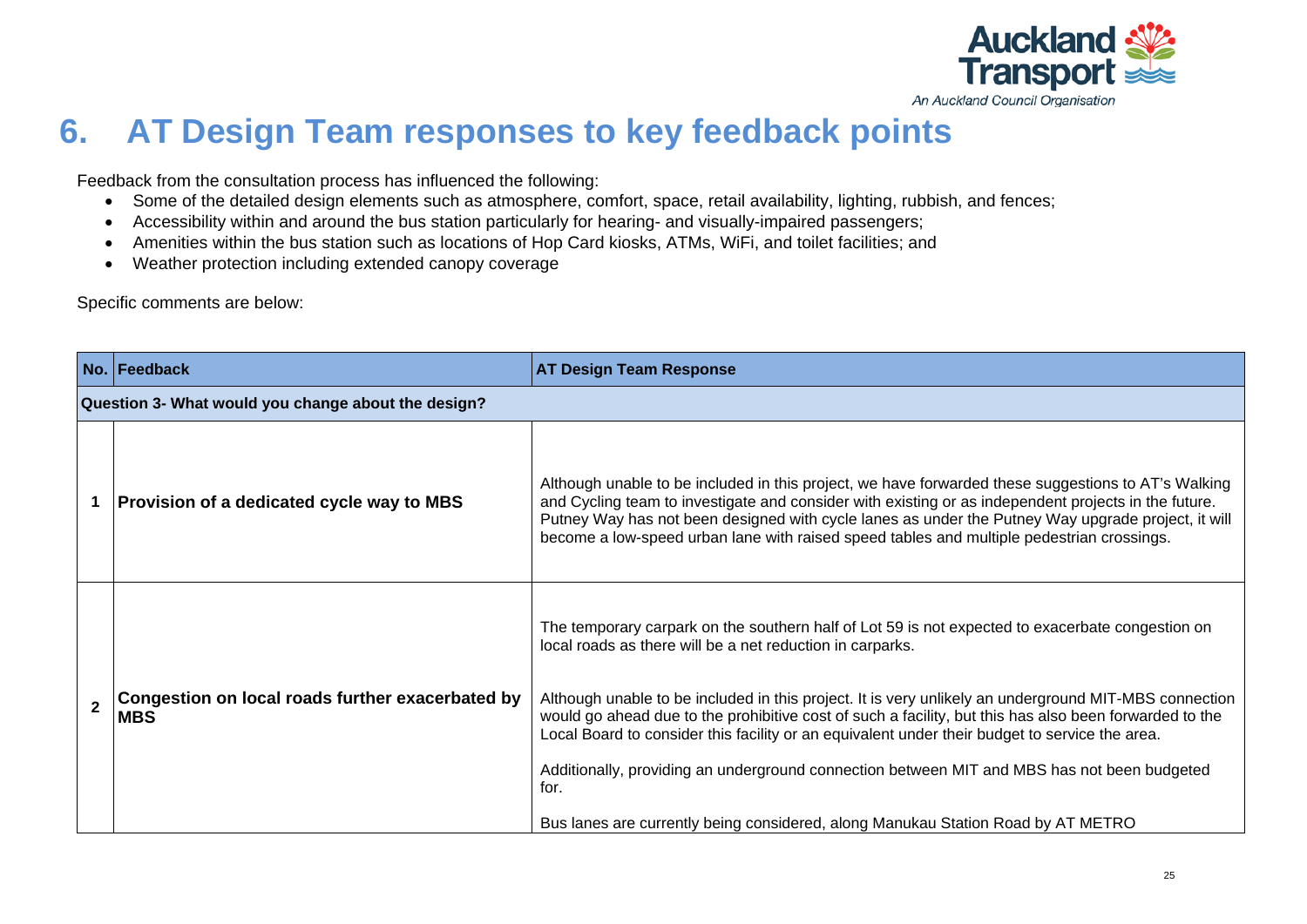# 6. AT Design Team responses to key feedback points

Feedback from the consultation process has influenced the following:

- Some of the detailed design elements such as atmosphere, comfort, space, retail availability, lighting, rubbish, and fences;
- Accessibility within and around the bus station particularly for hearing- and visually-impaired passengers;
- Amenities within the bus station such as locations of Hop Card kiosks, ATMs, WiFi, and toilet facilities; and
- Weather protection including extended canopy coverage

Specific comments are below:

| No. | Feedback | AT Design Team Response |
|---|---|---|
| **Question 3- What would you change about the design?** | | |
| 1 | **Provision of a dedicated cycle way to MBS** | Although unable to be included in this project, we have forwarded these suggestions to AT's Walking and Cycling team to investigate and consider with existing or as independent projects in the future. Putney Way has not been designed with cycle lanes as under the Putney Way upgrade project, it will become a low-speed urban lane with raised speed tables and multiple pedestrian crossings. |
| 2 | **Congestion on local roads further exacerbated by MBS** | The temporary carpark on the southern half of Lot 59 is not expected to exacerbate congestion on local roads as there will be a net reduction in carparks.<br><br>Although unable to be included in this project. It is very unlikely an underground MIT-MBS connection would go ahead due to the prohibitive cost of such a facility, but this has also been forwarded to the Local Board to consider this facility or an equivalent under their budget to service the area.<br><br>Additionally, providing an underground connection between MIT and MBS has not been budgeted for.<br><br>Bus lanes are currently being considered, along Manukau Station Road by AT METRO |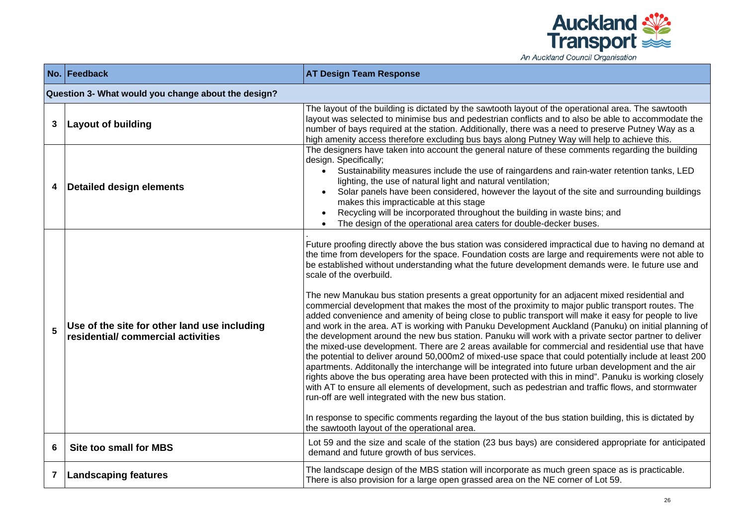| No. | Feedback | AT Design Team Response |
|---|---|---|
| **Question 3- What would you change about the design?** | | |
| **3** | **Layout of building** | The layout of the building is dictated by the sawtooth layout of the operational area. The sawtooth layout was selected to minimise bus and pedestrian conflicts and to also be able to accommodate the number of bays required at the station. Additionally, there was a need to preserve Putney Way as a high amenity access therefore excluding bus bays along Putney Way will help to achieve this. |
| **4** | **Detailed design elements** | The designers have taken into account the general nature of these comments regarding the building design. Specifically; <br>• Sustainability measures include the use of raingardens and rain-water retention tanks, LED lighting, the use of natural light and natural ventilation; <br>• Solar panels have been considered, however the layout of the site and surrounding buildings makes this impracticable at this stage <br>• Recycling will be incorporated throughout the building in waste bins; and <br>• The design of the operational area caters for double-decker buses. |
| **5** | **Use of the site for other land use including residential/ commercial activities** | . <br>Future proofing directly above the bus station was considered impractical due to having no demand at the time from developers for the space. Foundation costs are large and requirements were not able to be established without understanding what the future development demands were. Ie future use and scale of the overbuild. <br><br>The new Manukau bus station presents a great opportunity for an adjacent mixed residential and commercial development that makes the most of the proximity to major public transport routes. The added convenience and amenity of being close to public transport will make it easy for people to live and work in the area. AT is working with Panuku Development Auckland (Panuku) on initial planning of the development around the new bus station. Panuku will work with a private sector partner to deliver the mixed-use development. There are 2 areas available for commercial and residential use that have the potential to deliver around 50,000m2 of mixed-use space that could potentially include at least 200 apartments. Additonally the interchange will be integrated into future urban development and the air rights above the bus operating area have been protected with this in mind". Panuku is working closely with AT to ensure all elements of development, such as pedestrian and traffic flows, and stormwater run-off are well integrated with the new bus station. <br><br>In response to specific comments regarding the layout of the bus station building, this is dictated by the sawtooth layout of the operational area. |
| **6** | **Site too small for MBS** | Lot 59 and the size and scale of the station (23 bus bays) are considered appropriate for anticipated demand and future growth of bus services. |
| **7** | **Landscaping features** | The landscape design of the MBS station will incorporate as much green space as is practicable. There is also provision for a large open grassed area on the NE corner of Lot 59. |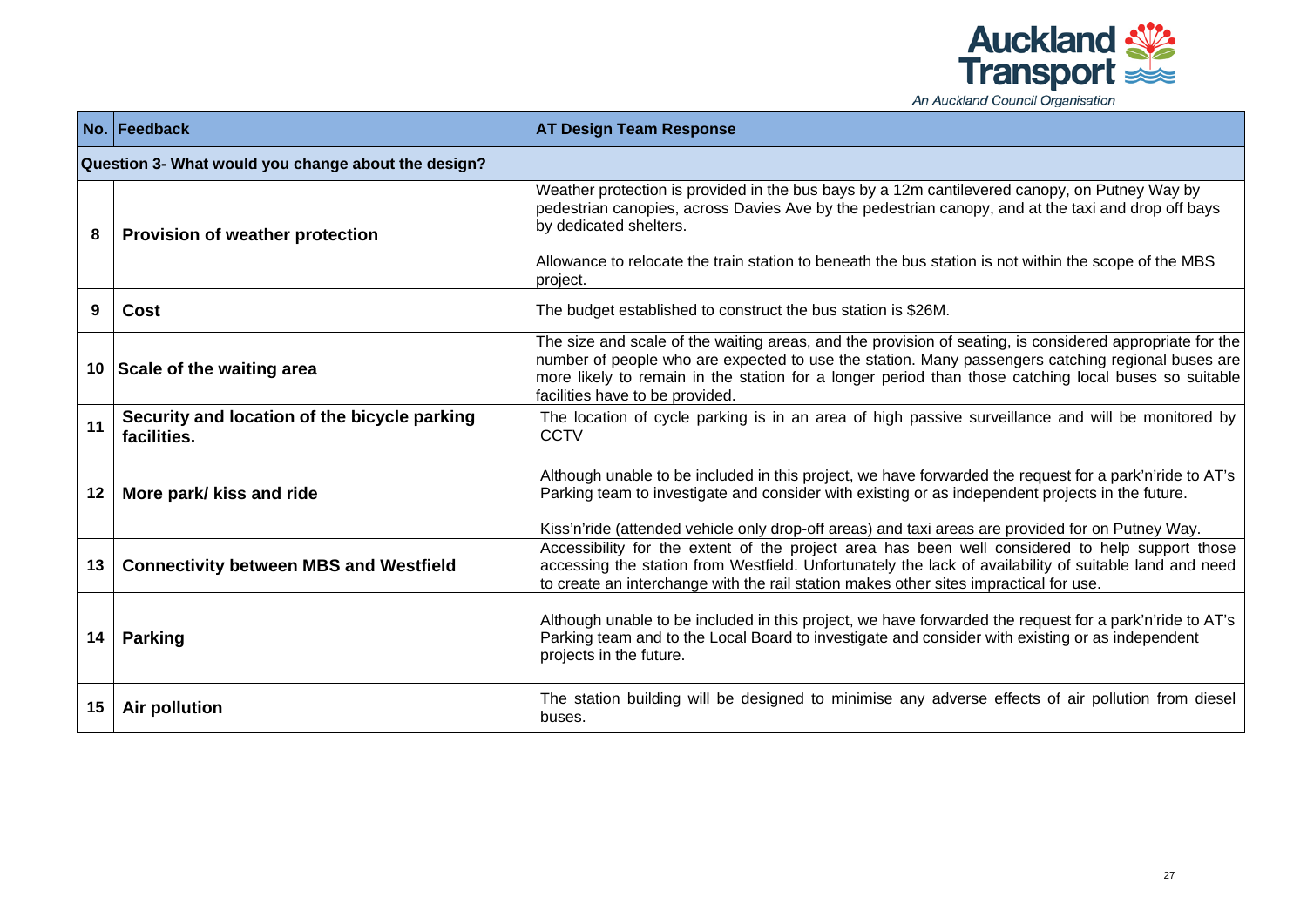| No. | Feedback | AT Design Team Response |
|---|---|---|
| **Question 3- What would you change about the design?** | | |
| 8 | **Provision of weather protection** | Weather protection is provided in the bus bays by a 12m cantilevered canopy, on Putney Way by pedestrian canopies, across Davies Ave by the pedestrian canopy, and at the taxi and drop off bays by dedicated shelters.<br><br>Allowance to relocate the train station to beneath the bus station is not within the scope of the MBS project. |
| 9 | **Cost** | The budget established to construct the bus station is $26M. |
| 10 | **Scale of the waiting area** | The size and scale of the waiting areas, and the provision of seating, is considered appropriate for the number of people who are expected to use the station. Many passengers catching regional buses are more likely to remain in the station for a longer period than those catching local buses so suitable facilities have to be provided. |
| 11 | **Security and location of the bicycle parking facilities.** | The location of cycle parking is in an area of high passive surveillance and will be monitored by CCTV |
| 12 | **More park/ kiss and ride** | Although unable to be included in this project, we have forwarded the request for a park'n'ride to AT's Parking team to investigate and consider with existing or as independent projects in the future.<br><br>Kiss'n'ride (attended vehicle only drop-off areas) and taxi areas are provided for on Putney Way. |
| 13 | **Connectivity between MBS and Westfield** | Accessibility for the extent of the project area has been well considered to help support those accessing the station from Westfield. Unfortunately the lack of availability of suitable land and need to create an interchange with the rail station makes other sites impractical for use. |
| 14 | **Parking** | Although unable to be included in this project, we have forwarded the request for a park'n'ride to AT's Parking team and to the Local Board to investigate and consider with existing or as independent projects in the future. |
| 15 | **Air pollution** | The station building will be designed to minimise any adverse effects of air pollution from diesel buses. |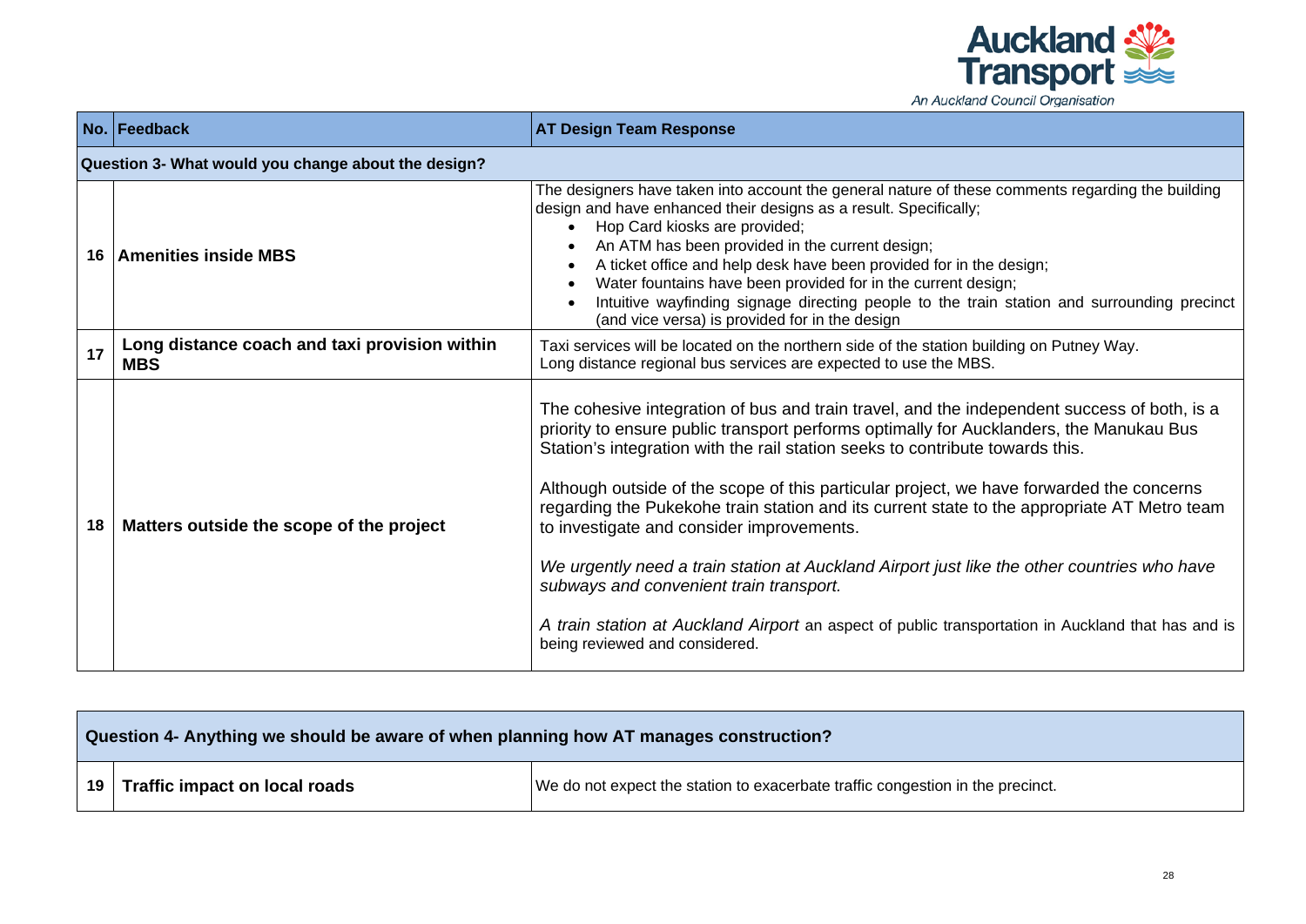| No. | Feedback | AT Design Team Response |
|---|---|---|
| **Question 3- What would you change about the design?** | | |
| 16 | **Amenities inside MBS** | The designers have taken into account the general nature of these comments regarding the building design and have enhanced their designs as a result. Specifically; <br>• Hop Card kiosks are provided; <br>• An ATM has been provided in the current design; <br>• A ticket office and help desk have been provided for in the design; <br>• Water fountains have been provided for in the current design; <br>• Intuitive wayfinding signage directing people to the train station and surrounding precinct (and vice versa) is provided for in the design |
| 17 | **Long distance coach and taxi provision within MBS** | Taxi services will be located on the northern side of the station building on Putney Way. <br>Long distance regional bus services are expected to use the MBS. |
| 18 | **Matters outside the scope of the project** | The cohesive integration of bus and train travel, and the independent success of both, is a priority to ensure public transport performs optimally for Aucklanders, the Manukau Bus Station's integration with the rail station seeks to contribute towards this. <br><br>Although outside of the scope of this particular project, we have forwarded the concerns regarding the Pukekohe train station and its current state to the appropriate AT Metro team to investigate and consider improvements. <br><br>*We urgently need a train station at Auckland Airport just like the other countries who have subways and convenient train transport.* <br><br>*A train station at Auckland Airport* an aspect of public transportation in Auckland that has and is being reviewed and considered. |

| **Question 4- Anything we should be aware of when planning how AT manages construction?** | | |
|---|---|---|
| 19 | **Traffic impact on local roads** | We do not expect the station to exacerbate traffic congestion in the precinct. |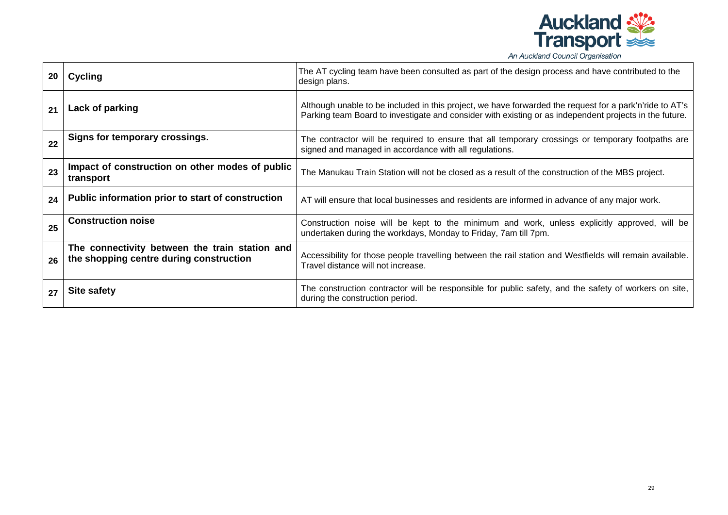| | | |
|---|---|---|
| 20 | **Cycling** | The AT cycling team have been consulted as part of the design process and have contributed to the design plans. |
| 21 | **Lack of parking** | Although unable to be included in this project, we have forwarded the request for a park'n'ride to AT's Parking team Board to investigate and consider with existing or as independent projects in the future. |
| 22 | **Signs for temporary crossings.** | The contractor will be required to ensure that all temporary crossings or temporary footpaths are signed and managed in accordance with all regulations. |
| 23 | **Impact of construction on other modes of public transport** | The Manukau Train Station will not be closed as a result of the construction of the MBS project. |
| 24 | **Public information prior to start of construction** | AT will ensure that local businesses and residents are informed in advance of any major work. |
| 25 | **Construction noise** | Construction noise will be kept to the minimum and work, unless explicitly approved, will be undertaken during the workdays, Monday to Friday, 7am till 7pm. |
| 26 | **The connectivity between the train station and the shopping centre during construction** | Accessibility for those people travelling between the rail station and Westfields will remain available. Travel distance will not increase. |
| 27 | **Site safety** | The construction contractor will be responsible for public safety, and the safety of workers on site, during the construction period. |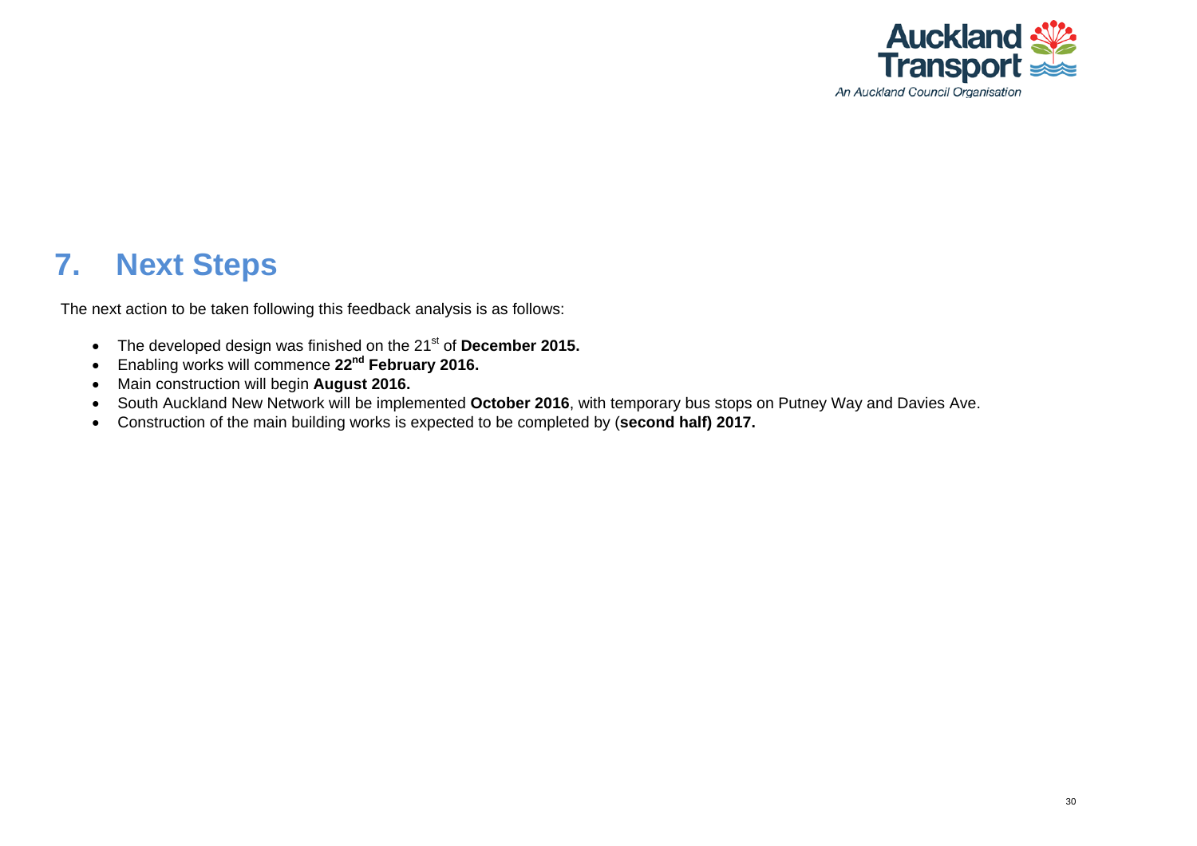# 7. Next Steps

The next action to be taken following this feedback analysis is as follows:

- The developed design was finished on the 21st of **December 2015.**
- Enabling works will commence **22nd February 2016.**
- Main construction will begin **August 2016.**
- South Auckland New Network will be implemented **October 2016**, with temporary bus stops on Putney Way and Davies Ave.
- Construction of the main building works is expected to be completed by (**second half) 2017.**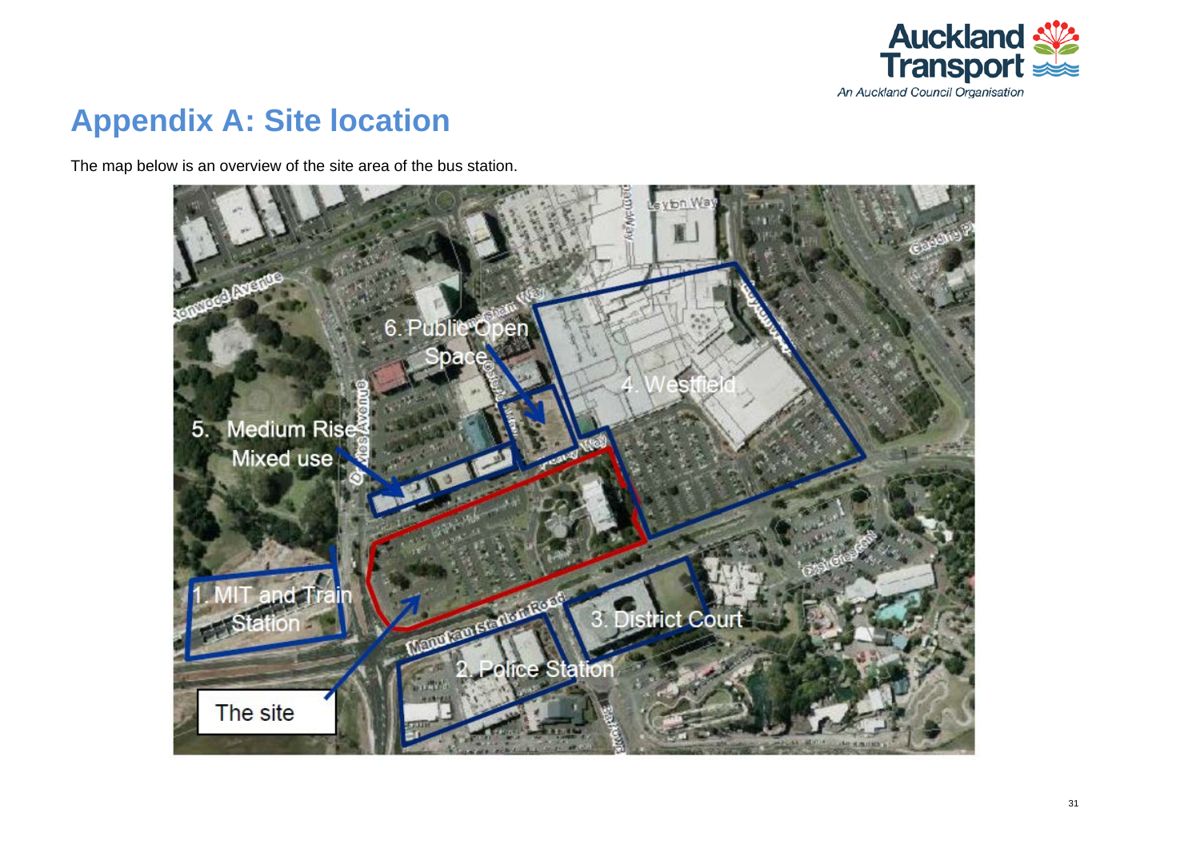# Appendix A: Site location

The map below is an overview of the site area of the bus station.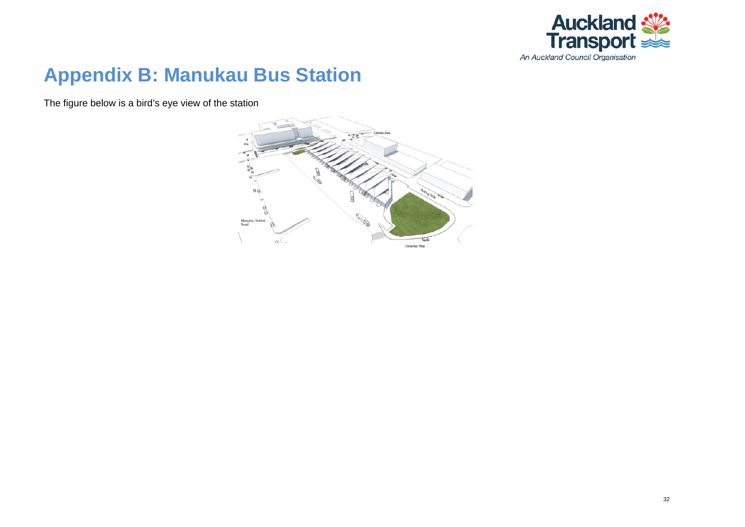# Appendix B: Manukau Bus Station

The figure below is a bird's eye view of the station

Davies Ave

Putney Way

Manukau Station Road

Osterley Way